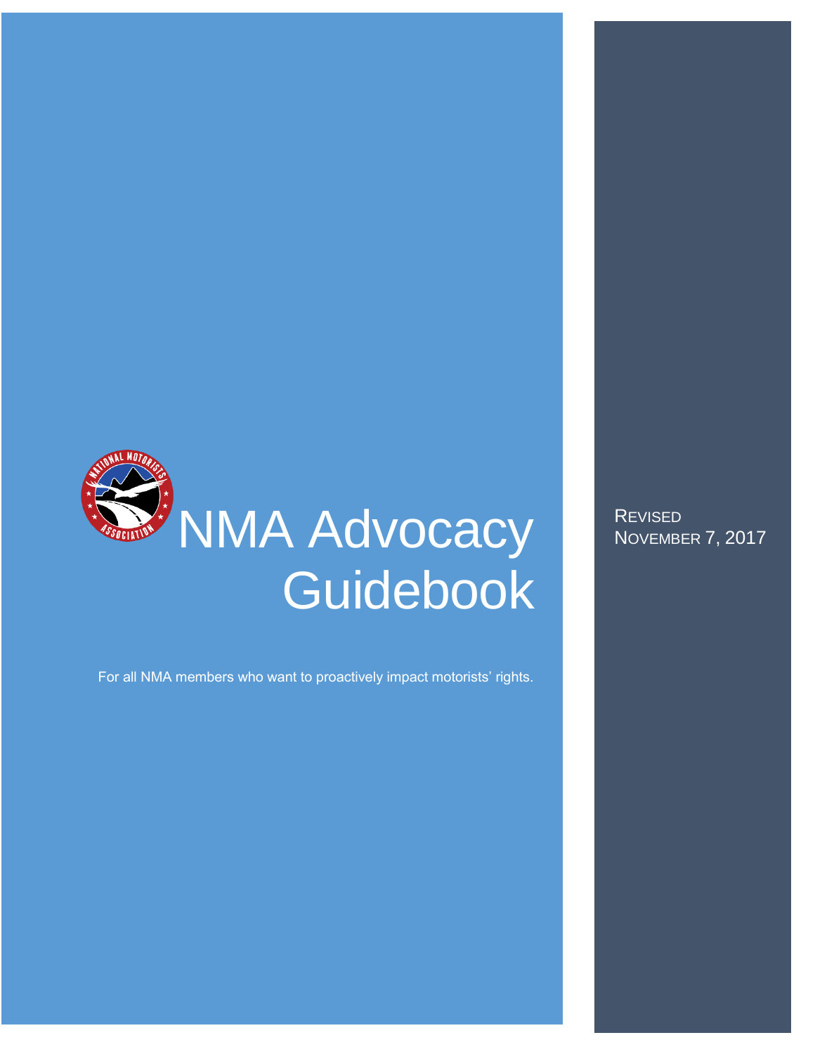# NMA Advocacy Guidebook

For all NMA members who want to proactively impact motorists' rights.

REVISED
NOVEMBER 7, 2017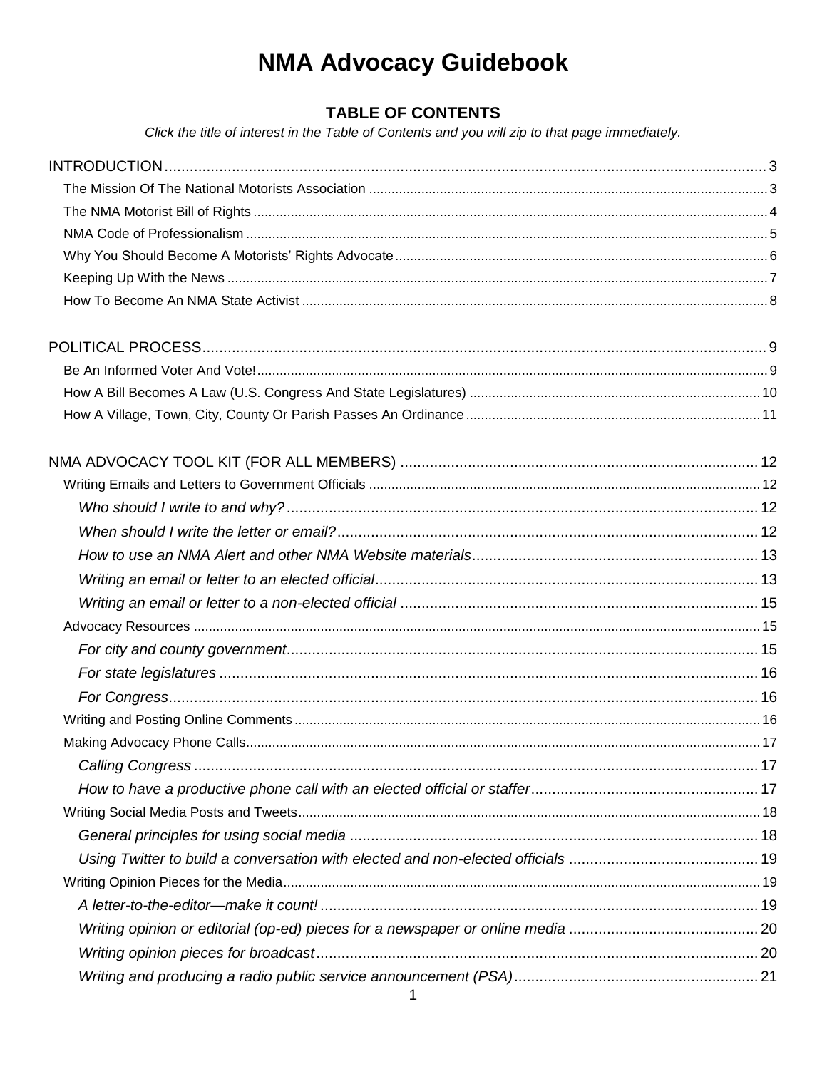# NMA Advocacy Guidebook

## TABLE OF CONTENTS

*Click the title of interest in the Table of Contents and you will zip to that page immediately.*

INTRODUCTION ..... 3
- The Mission Of The National Motorists Association ..... 3
- The NMA Motorist Bill of Rights ..... 4
- NMA Code of Professionalism ..... 5
- Why You Should Become A Motorists' Rights Advocate ..... 6
- Keeping Up With the News ..... 7
- How To Become An NMA State Activist ..... 8

POLITICAL PROCESS ..... 9
- Be An Informed Voter And Vote! ..... 9
- How A Bill Becomes A Law (U.S. Congress And State Legislatures) ..... 10
- How A Village, Town, City, County Or Parish Passes An Ordinance ..... 11

NMA ADVOCACY TOOL KIT (FOR ALL MEMBERS) ..... 12
- Writing Emails and Letters to Government Officials ..... 12
  - *Who should I write to and why?* ..... 12
  - *When should I write the letter or email?* ..... 12
  - *How to use an NMA Alert and other NMA Website materials* ..... 13
  - *Writing an email or letter to an elected official* ..... 13
  - *Writing an email or letter to a non-elected official* ..... 15
- Advocacy Resources ..... 15
  - *For city and county government* ..... 15
  - *For state legislatures* ..... 16
  - *For Congress* ..... 16
- Writing and Posting Online Comments ..... 16
- Making Advocacy Phone Calls ..... 17
  - *Calling Congress* ..... 17
  - *How to have a productive phone call with an elected official or staffer* ..... 17
- Writing Social Media Posts and Tweets ..... 18
  - *General principles for using social media* ..... 18
  - *Using Twitter to build a conversation with elected and non-elected officials* ..... 19
- Writing Opinion Pieces for the Media ..... 19
  - *A letter-to-the-editor—make it count!* ..... 19
  - *Writing opinion or editorial (op-ed) pieces for a newspaper or online media* ..... 20
  - *Writing opinion pieces for broadcast* ..... 20
  - *Writing and producing a radio public service announcement (PSA)* ..... 21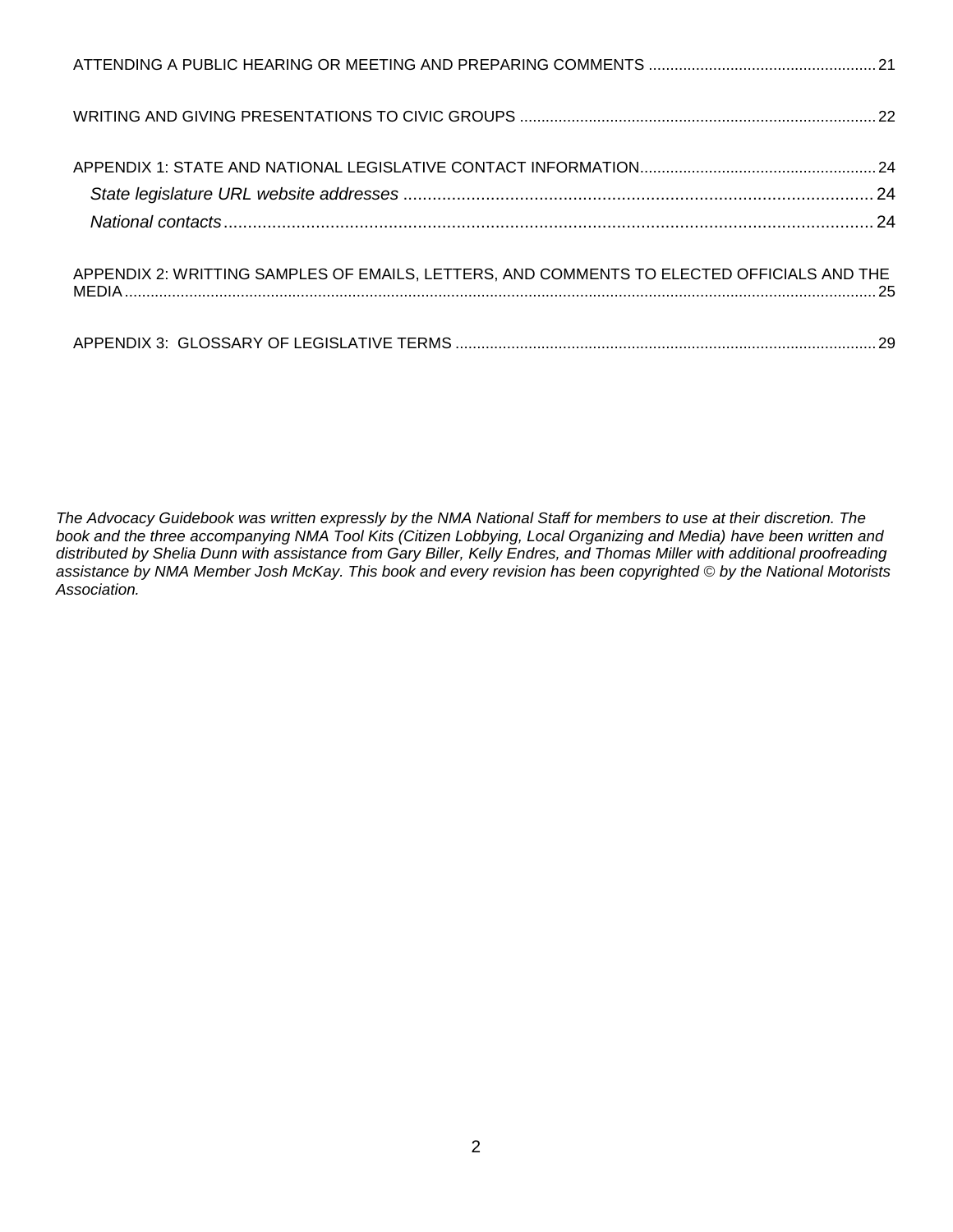ATTENDING A PUBLIC HEARING OR MEETING AND PREPARING COMMENTS ..................................................... 21

WRITING AND GIVING PRESENTATIONS TO CIVIC GROUPS .................................................................................. 22

APPENDIX 1: STATE AND NATIONAL LEGISLATIVE CONTACT INFORMATION....................................................... 24

*State legislature URL website addresses* ................................................................................................ 24

*National contacts* .......................................................................................................................................... 24

APPENDIX 2: WRITTING SAMPLES OF EMAILS, LETTERS, AND COMMENTS TO ELECTED OFFICIALS AND THE MEDIA ............................................................................................................................................................. 25

APPENDIX 3: GLOSSARY OF LEGISLATIVE TERMS ................................................................................................. 29

*The Advocacy Guidebook was written expressly by the NMA National Staff for members to use at their discretion. The book and the three accompanying NMA Tool Kits (Citizen Lobbying, Local Organizing and Media) have been written and distributed by Shelia Dunn with assistance from Gary Biller, Kelly Endres, and Thomas Miller with additional proofreading assistance by NMA Member Josh McKay. This book and every revision has been copyrighted © by the National Motorists Association.*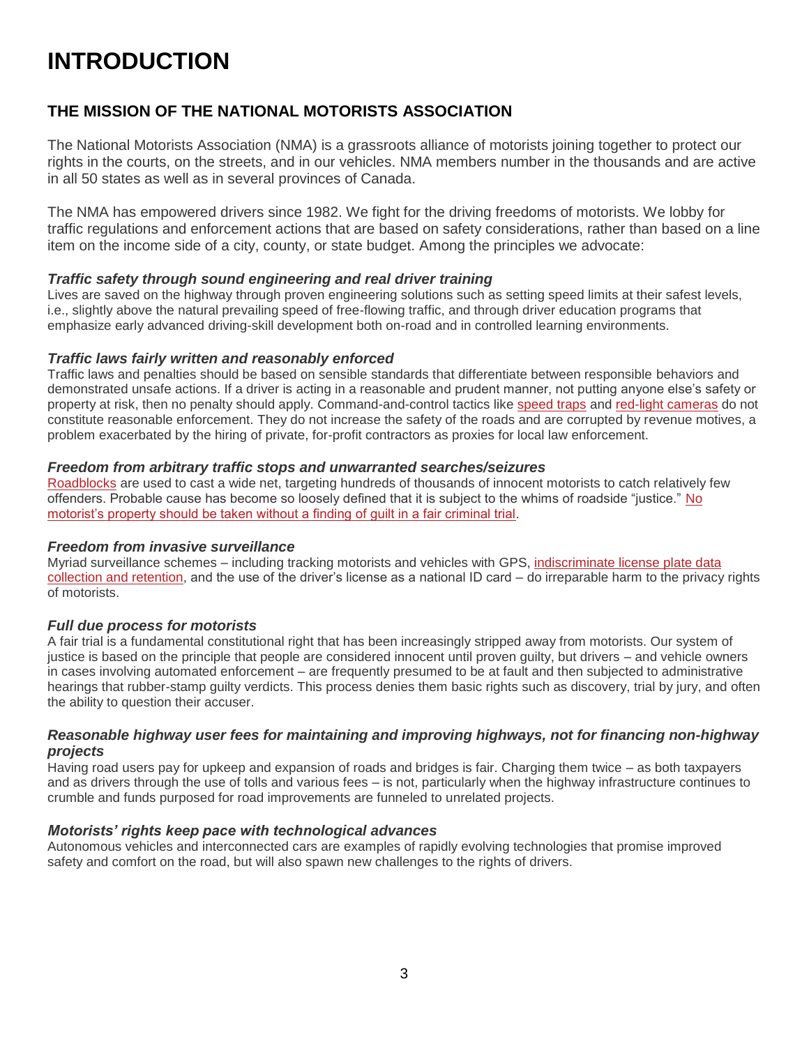# INTRODUCTION

## THE MISSION OF THE NATIONAL MOTORISTS ASSOCIATION

The National Motorists Association (NMA) is a grassroots alliance of motorists joining together to protect our rights in the courts, on the streets, and in our vehicles. NMA members number in the thousands and are active in all 50 states as well as in several provinces of Canada.

The NMA has empowered drivers since 1982. We fight for the driving freedoms of motorists. We lobby for traffic regulations and enforcement actions that are based on safety considerations, rather than based on a line item on the income side of a city, county, or state budget. Among the principles we advocate:

### *Traffic safety through sound engineering and real driver training*

Lives are saved on the highway through proven engineering solutions such as setting speed limits at their safest levels, i.e., slightly above the natural prevailing speed of free-flowing traffic, and through driver education programs that emphasize early advanced driving-skill development both on-road and in controlled learning environments.

### *Traffic laws fairly written and reasonably enforced*

Traffic laws and penalties should be based on sensible standards that differentiate between responsible behaviors and demonstrated unsafe actions. If a driver is acting in a reasonable and prudent manner, not putting anyone else's safety or property at risk, then no penalty should apply. Command-and-control tactics like speed traps and red-light cameras do not constitute reasonable enforcement. They do not increase the safety of the roads and are corrupted by revenue motives, a problem exacerbated by the hiring of private, for-profit contractors as proxies for local law enforcement.

### *Freedom from arbitrary traffic stops and unwarranted searches/seizures*

Roadblocks are used to cast a wide net, targeting hundreds of thousands of innocent motorists to catch relatively few offenders. Probable cause has become so loosely defined that it is subject to the whims of roadside "justice." No motorist's property should be taken without a finding of guilt in a fair criminal trial.

### *Freedom from invasive surveillance*

Myriad surveillance schemes – including tracking motorists and vehicles with GPS, indiscriminate license plate data collection and retention, and the use of the driver's license as a national ID card – do irreparable harm to the privacy rights of motorists.

### *Full due process for motorists*

A fair trial is a fundamental constitutional right that has been increasingly stripped away from motorists. Our system of justice is based on the principle that people are considered innocent until proven guilty, but drivers – and vehicle owners in cases involving automated enforcement – are frequently presumed to be at fault and then subjected to administrative hearings that rubber-stamp guilty verdicts. This process denies them basic rights such as discovery, trial by jury, and often the ability to question their accuser.

### *Reasonable highway user fees for maintaining and improving highways, not for financing non-highway projects*

Having road users pay for upkeep and expansion of roads and bridges is fair. Charging them twice – as both taxpayers and as drivers through the use of tolls and various fees – is not, particularly when the highway infrastructure continues to crumble and funds purposed for road improvements are funneled to unrelated projects.

### *Motorists' rights keep pace with technological advances*

Autonomous vehicles and interconnected cars are examples of rapidly evolving technologies that promise improved safety and comfort on the road, but will also spawn new challenges to the rights of drivers.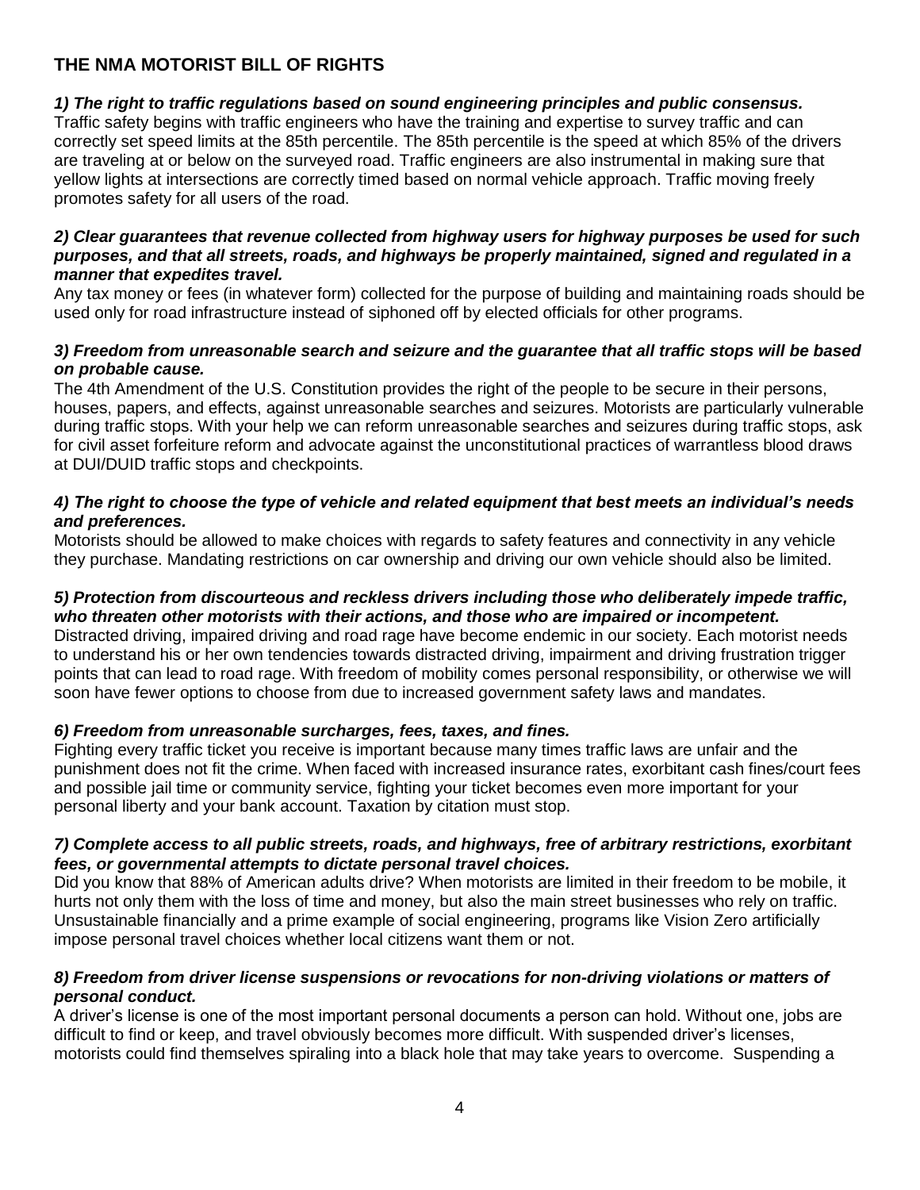## THE NMA MOTORIST BILL OF RIGHTS

***1) The right to traffic regulations based on sound engineering principles and public consensus.***

Traffic safety begins with traffic engineers who have the training and expertise to survey traffic and can correctly set speed limits at the 85th percentile. The 85th percentile is the speed at which 85% of the drivers are traveling at or below on the surveyed road. Traffic engineers are also instrumental in making sure that yellow lights at intersections are correctly timed based on normal vehicle approach. Traffic moving freely promotes safety for all users of the road.

***2) Clear guarantees that revenue collected from highway users for highway purposes be used for such purposes, and that all streets, roads, and highways be properly maintained, signed and regulated in a manner that expedites travel.***

Any tax money or fees (in whatever form) collected for the purpose of building and maintaining roads should be used only for road infrastructure instead of siphoned off by elected officials for other programs.

***3) Freedom from unreasonable search and seizure and the guarantee that all traffic stops will be based on probable cause.***

The 4th Amendment of the U.S. Constitution provides the right of the people to be secure in their persons, houses, papers, and effects, against unreasonable searches and seizures. Motorists are particularly vulnerable during traffic stops. With your help we can reform unreasonable searches and seizures during traffic stops, ask for civil asset forfeiture reform and advocate against the unconstitutional practices of warrantless blood draws at DUI/DUID traffic stops and checkpoints.

***4) The right to choose the type of vehicle and related equipment that best meets an individual's needs and preferences.***

Motorists should be allowed to make choices with regards to safety features and connectivity in any vehicle they purchase. Mandating restrictions on car ownership and driving our own vehicle should also be limited.

***5) Protection from discourteous and reckless drivers including those who deliberately impede traffic, who threaten other motorists with their actions, and those who are impaired or incompetent.***

Distracted driving, impaired driving and road rage have become endemic in our society. Each motorist needs to understand his or her own tendencies towards distracted driving, impairment and driving frustration trigger points that can lead to road rage. With freedom of mobility comes personal responsibility, or otherwise we will soon have fewer options to choose from due to increased government safety laws and mandates.

***6) Freedom from unreasonable surcharges, fees, taxes, and fines.***

Fighting every traffic ticket you receive is important because many times traffic laws are unfair and the punishment does not fit the crime. When faced with increased insurance rates, exorbitant cash fines/court fees and possible jail time or community service, fighting your ticket becomes even more important for your personal liberty and your bank account. Taxation by citation must stop.

***7) Complete access to all public streets, roads, and highways, free of arbitrary restrictions, exorbitant fees, or governmental attempts to dictate personal travel choices.***

Did you know that 88% of American adults drive? When motorists are limited in their freedom to be mobile, it hurts not only them with the loss of time and money, but also the main street businesses who rely on traffic. Unsustainable financially and a prime example of social engineering, programs like Vision Zero artificially impose personal travel choices whether local citizens want them or not.

***8) Freedom from driver license suspensions or revocations for non-driving violations or matters of personal conduct.***

A driver's license is one of the most important personal documents a person can hold. Without one, jobs are difficult to find or keep, and travel obviously becomes more difficult. With suspended driver's licenses, motorists could find themselves spiraling into a black hole that may take years to overcome. Suspending a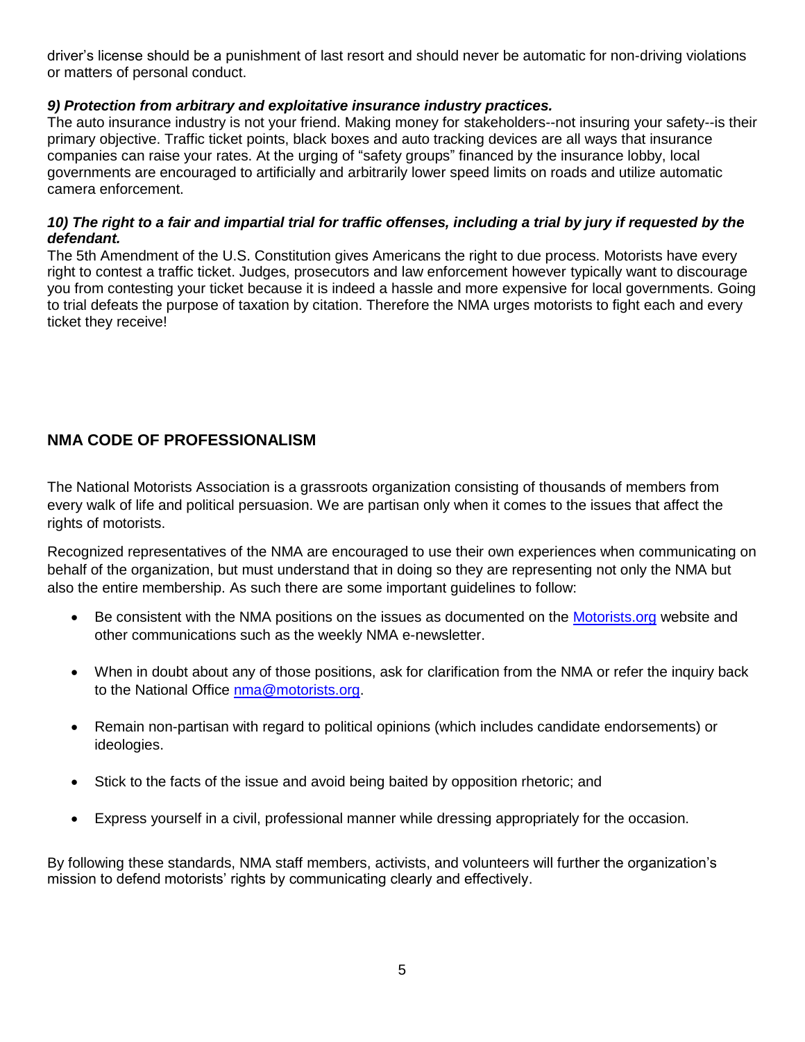driver's license should be a punishment of last resort and should never be automatic for non-driving violations or matters of personal conduct.

***9) Protection from arbitrary and exploitative insurance industry practices.***

The auto insurance industry is not your friend. Making money for stakeholders--not insuring your safety--is their primary objective. Traffic ticket points, black boxes and auto tracking devices are all ways that insurance companies can raise your rates. At the urging of "safety groups" financed by the insurance lobby, local governments are encouraged to artificially and arbitrarily lower speed limits on roads and utilize automatic camera enforcement.

***10) The right to a fair and impartial trial for traffic offenses, including a trial by jury if requested by the defendant.***

The 5th Amendment of the U.S. Constitution gives Americans the right to due process. Motorists have every right to contest a traffic ticket. Judges, prosecutors and law enforcement however typically want to discourage you from contesting your ticket because it is indeed a hassle and more expensive for local governments. Going to trial defeats the purpose of taxation by citation. Therefore the NMA urges motorists to fight each and every ticket they receive!

## NMA CODE OF PROFESSIONALISM

The National Motorists Association is a grassroots organization consisting of thousands of members from every walk of life and political persuasion. We are partisan only when it comes to the issues that affect the rights of motorists.

Recognized representatives of the NMA are encouraged to use their own experiences when communicating on behalf of the organization, but must understand that in doing so they are representing not only the NMA but also the entire membership. As such there are some important guidelines to follow:

- Be consistent with the NMA positions on the issues as documented on the Motorists.org website and other communications such as the weekly NMA e-newsletter.
- When in doubt about any of those positions, ask for clarification from the NMA or refer the inquiry back to the National Office nma@motorists.org.
- Remain non-partisan with regard to political opinions (which includes candidate endorsements) or ideologies.
- Stick to the facts of the issue and avoid being baited by opposition rhetoric; and
- Express yourself in a civil, professional manner while dressing appropriately for the occasion.

By following these standards, NMA staff members, activists, and volunteers will further the organization's mission to defend motorists' rights by communicating clearly and effectively.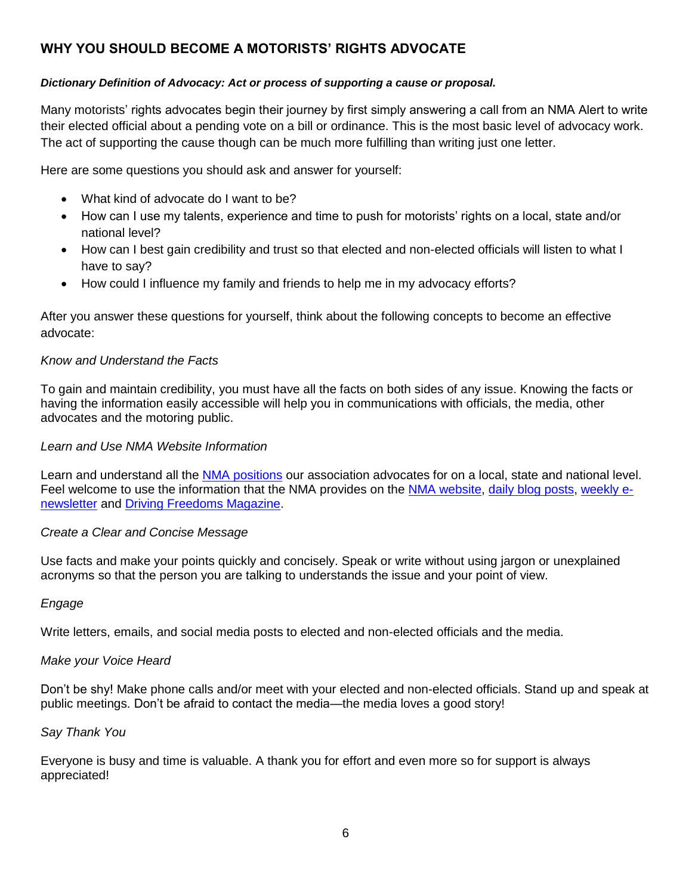## WHY YOU SHOULD BECOME A MOTORISTS' RIGHTS ADVOCATE

***Dictionary Definition of Advocacy: Act or process of supporting a cause or proposal.***

Many motorists' rights advocates begin their journey by first simply answering a call from an NMA Alert to write their elected official about a pending vote on a bill or ordinance. This is the most basic level of advocacy work. The act of supporting the cause though can be much more fulfilling than writing just one letter.

Here are some questions you should ask and answer for yourself:

- What kind of advocate do I want to be?
- How can I use my talents, experience and time to push for motorists' rights on a local, state and/or national level?
- How can I best gain credibility and trust so that elected and non-elected officials will listen to what I have to say?
- How could I influence my family and friends to help me in my advocacy efforts?

After you answer these questions for yourself, think about the following concepts to become an effective advocate:

*Know and Understand the Facts*

To gain and maintain credibility, you must have all the facts on both sides of any issue. Knowing the facts or having the information easily accessible will help you in communications with officials, the media, other advocates and the motoring public.

*Learn and Use NMA Website Information*

Learn and understand all the NMA positions our association advocates for on a local, state and national level. Feel welcome to use the information that the NMA provides on the NMA website, daily blog posts, weekly e-newsletter and Driving Freedoms Magazine.

*Create a Clear and Concise Message*

Use facts and make your points quickly and concisely. Speak or write without using jargon or unexplained acronyms so that the person you are talking to understands the issue and your point of view.

*Engage*

Write letters, emails, and social media posts to elected and non-elected officials and the media.

*Make your Voice Heard*

Don't be shy! Make phone calls and/or meet with your elected and non-elected officials. Stand up and speak at public meetings. Don't be afraid to contact the media—the media loves a good story!

*Say Thank You*

Everyone is busy and time is valuable. A thank you for effort and even more so for support is always appreciated!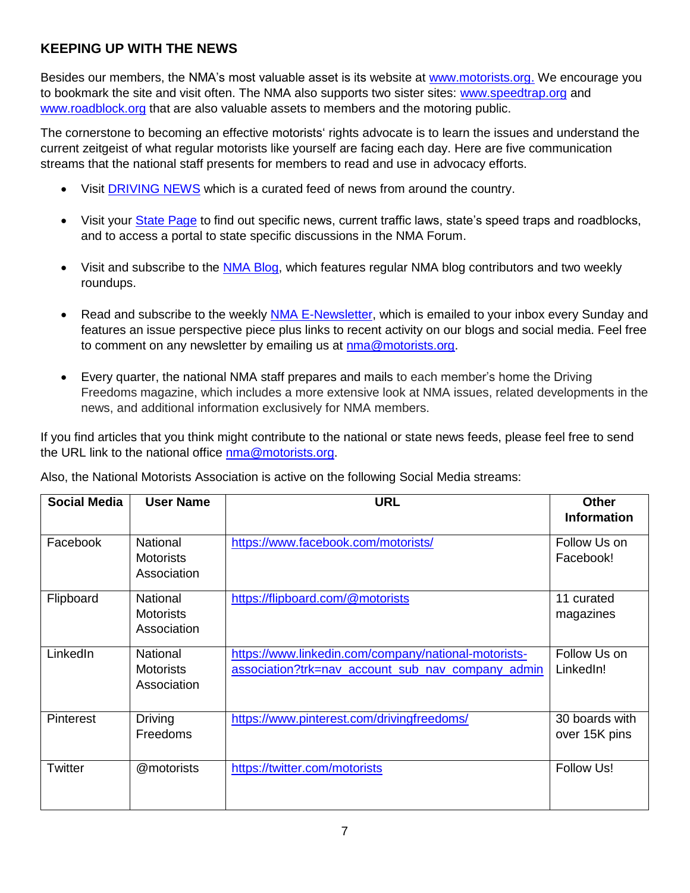## KEEPING UP WITH THE NEWS

Besides our members, the NMA's most valuable asset is its website at www.motorists.org. We encourage you to bookmark the site and visit often. The NMA also supports two sister sites: www.speedtrap.org and www.roadblock.org that are also valuable assets to members and the motoring public.

The cornerstone to becoming an effective motorists' rights advocate is to learn the issues and understand the current zeitgeist of what regular motorists like yourself are facing each day. Here are five communication streams that the national staff presents for members to read and use in advocacy efforts.

- Visit DRIVING NEWS which is a curated feed of news from around the country.
- Visit your State Page to find out specific news, current traffic laws, state's speed traps and roadblocks, and to access a portal to state specific discussions in the NMA Forum.
- Visit and subscribe to the NMA Blog, which features regular NMA blog contributors and two weekly roundups.
- Read and subscribe to the weekly NMA E-Newsletter, which is emailed to your inbox every Sunday and features an issue perspective piece plus links to recent activity on our blogs and social media. Feel free to comment on any newsletter by emailing us at nma@motorists.org.
- Every quarter, the national NMA staff prepares and mails to each member's home the Driving Freedoms magazine, which includes a more extensive look at NMA issues, related developments in the news, and additional information exclusively for NMA members.

If you find articles that you think might contribute to the national or state news feeds, please feel free to send the URL link to the national office nma@motorists.org.

Also, the National Motorists Association is active on the following Social Media streams:

| Social Media | User Name | URL | Other Information |
|---|---|---|---|
| Facebook | National Motorists Association | https://www.facebook.com/motorists/ | Follow Us on Facebook! |
| Flipboard | National Motorists Association | https://flipboard.com/@motorists | 11 curated magazines |
| LinkedIn | National Motorists Association | https://www.linkedin.com/company/national-motorists-association?trk=nav_account_sub_nav_company_admin | Follow Us on LinkedIn! |
| Pinterest | Driving Freedoms | https://www.pinterest.com/drivingfreedoms/ | 30 boards with over 15K pins |
| Twitter | @motorists | https://twitter.com/motorists | Follow Us! |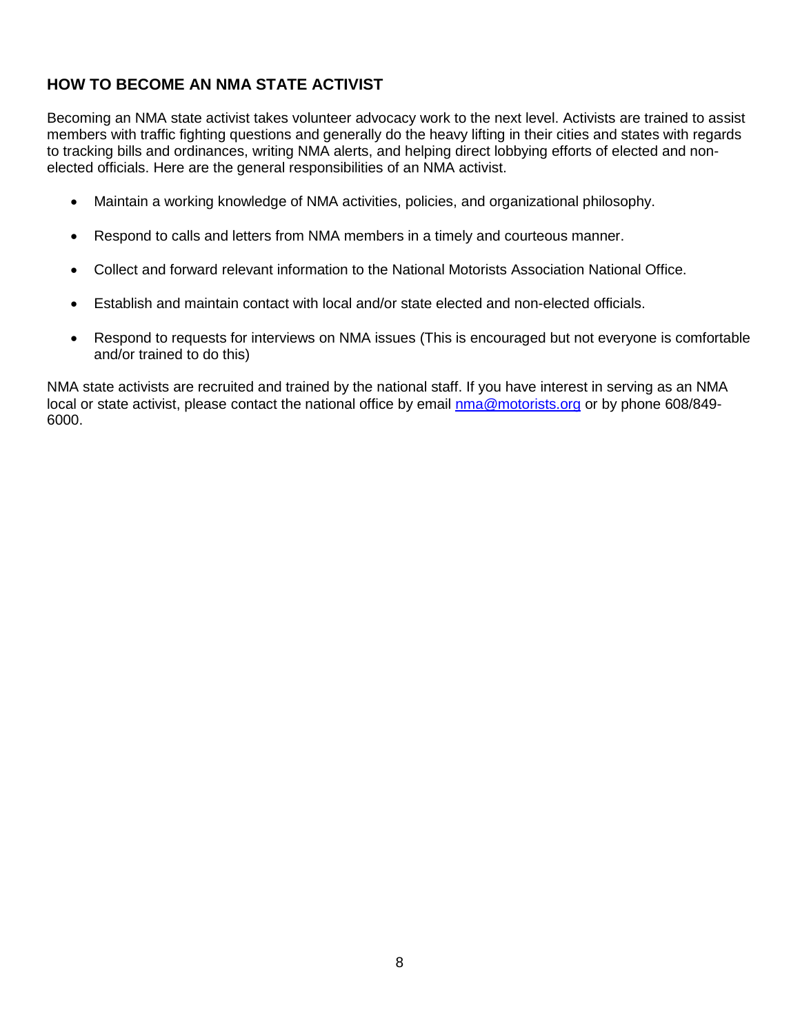## HOW TO BECOME AN NMA STATE ACTIVIST

Becoming an NMA state activist takes volunteer advocacy work to the next level. Activists are trained to assist members with traffic fighting questions and generally do the heavy lifting in their cities and states with regards to tracking bills and ordinances, writing NMA alerts, and helping direct lobbying efforts of elected and non-elected officials. Here are the general responsibilities of an NMA activist.

- Maintain a working knowledge of NMA activities, policies, and organizational philosophy.
- Respond to calls and letters from NMA members in a timely and courteous manner.
- Collect and forward relevant information to the National Motorists Association National Office.
- Establish and maintain contact with local and/or state elected and non-elected officials.
- Respond to requests for interviews on NMA issues (This is encouraged but not everyone is comfortable and/or trained to do this)

NMA state activists are recruited and trained by the national staff. If you have interest in serving as an NMA local or state activist, please contact the national office by email [nma@motorists.org](mailto:nma@motorists.org) or by phone 608/849-6000.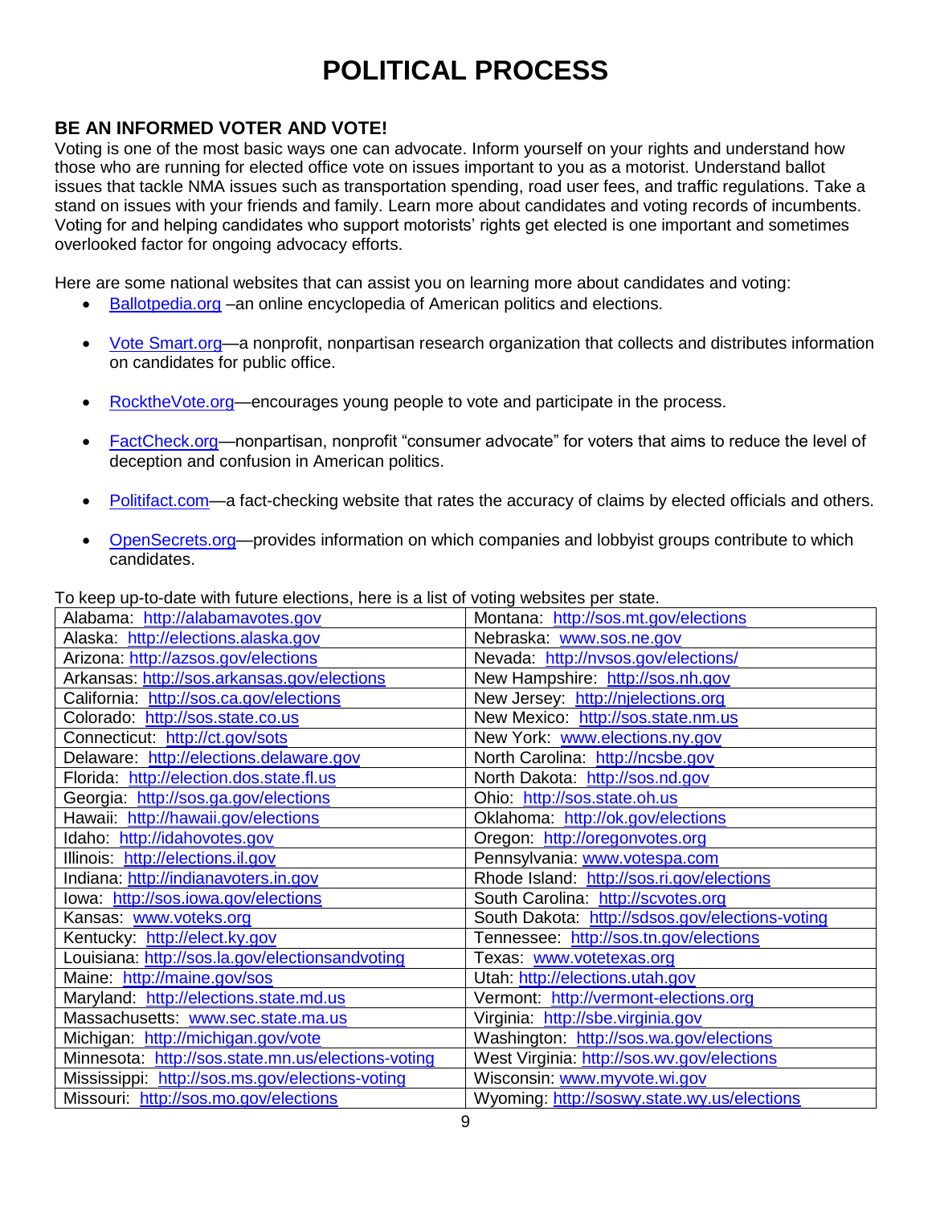# POLITICAL PROCESS

## BE AN INFORMED VOTER AND VOTE!

Voting is one of the most basic ways one can advocate. Inform yourself on your rights and understand how those who are running for elected office vote on issues important to you as a motorist. Understand ballot issues that tackle NMA issues such as transportation spending, road user fees, and traffic regulations. Take a stand on issues with your friends and family. Learn more about candidates and voting records of incumbents. Voting for and helping candidates who support motorists' rights get elected is one important and sometimes overlooked factor for ongoing advocacy efforts.

Here are some national websites that can assist you on learning more about candidates and voting:

- Ballotpedia.org –an online encyclopedia of American politics and elections.
- Vote Smart.org—a nonprofit, nonpartisan research organization that collects and distributes information on candidates for public office.
- RocktheVote.org—encourages young people to vote and participate in the process.
- FactCheck.org—nonpartisan, nonprofit "consumer advocate" for voters that aims to reduce the level of deception and confusion in American politics.
- Politifact.com—a fact-checking website that rates the accuracy of claims by elected officials and others.
- OpenSecrets.org—provides information on which companies and lobbyist groups contribute to which candidates.

To keep up-to-date with future elections, here is a list of voting websites per state.

| | |
|---|---|
| Alabama: http://alabamavotes.gov | Montana: http://sos.mt.gov/elections |
| Alaska: http://elections.alaska.gov | Nebraska: www.sos.ne.gov |
| Arizona: http://azsos.gov/elections | Nevada: http://nvsos.gov/elections/ |
| Arkansas: http://sos.arkansas.gov/elections | New Hampshire: http://sos.nh.gov |
| California: http://sos.ca.gov/elections | New Jersey: http://njelections.org |
| Colorado: http://sos.state.co.us | New Mexico: http://sos.state.nm.us |
| Connecticut: http://ct.gov/sots | New York: www.elections.ny.gov |
| Delaware: http://elections.delaware.gov | North Carolina: http://ncsbe.gov |
| Florida: http://election.dos.state.fl.us | North Dakota: http://sos.nd.gov |
| Georgia: http://sos.ga.gov/elections | Ohio: http://sos.state.oh.us |
| Hawaii: http://hawaii.gov/elections | Oklahoma: http://ok.gov/elections |
| Idaho: http://idahovotes.gov | Oregon: http://oregonvotes.org |
| Illinois: http://elections.il.gov | Pennsylvania: www.votespa.com |
| Indiana: http://indianavoters.in.gov | Rhode Island: http://sos.ri.gov/elections |
| Iowa: http://sos.iowa.gov/elections | South Carolina: http://scvotes.org |
| Kansas: www.voteks.org | South Dakota: http://sdsos.gov/elections-voting |
| Kentucky: http://elect.ky.gov | Tennessee: http://sos.tn.gov/elections |
| Louisiana: http://sos.la.gov/electionsandvoting | Texas: www.votetexas.org |
| Maine: http://maine.gov/sos | Utah: http://elections.utah.gov |
| Maryland: http://elections.state.md.us | Vermont: http://vermont-elections.org |
| Massachusetts: www.sec.state.ma.us | Virginia: http://sbe.virginia.gov |
| Michigan: http://michigan.gov/vote | Washington: http://sos.wa.gov/elections |
| Minnesota: http://sos.state.mn.us/elections-voting | West Virginia: http://sos.wv.gov/elections |
| Mississippi: http://sos.ms.gov/elections-voting | Wisconsin: www.myvote.wi.gov |
| Missouri: http://sos.mo.gov/elections | Wyoming: http://soswy.state.wy.us/elections |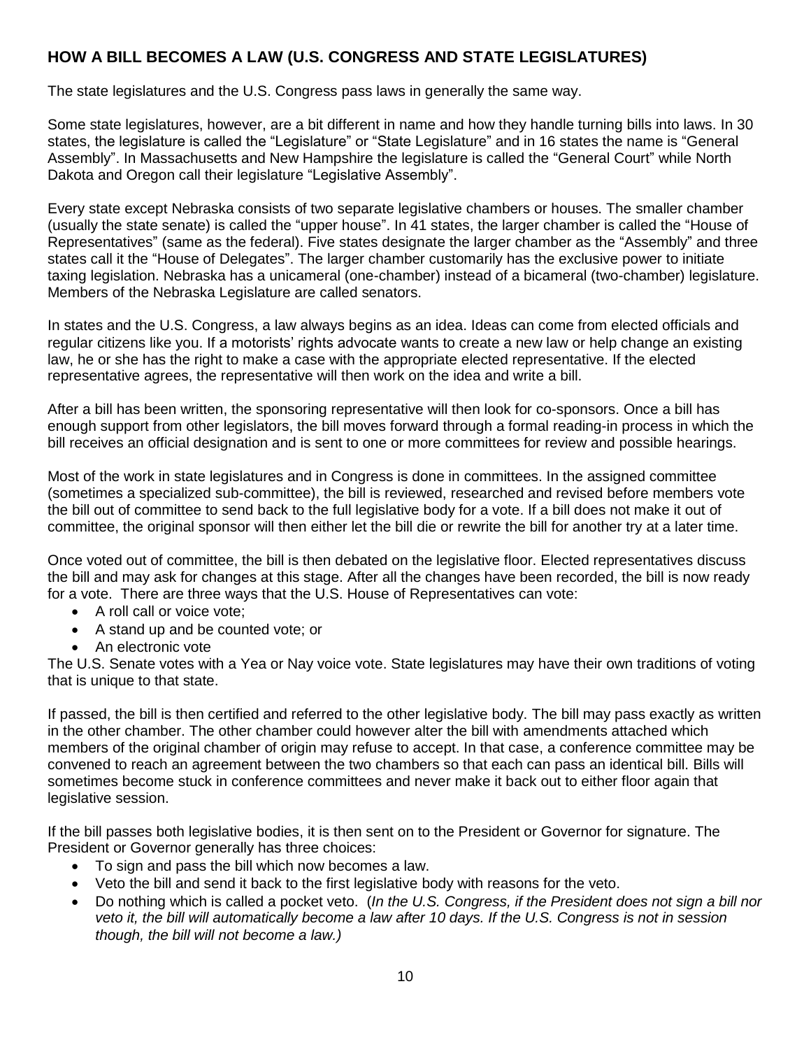## HOW A BILL BECOMES A LAW (U.S. CONGRESS AND STATE LEGISLATURES)

The state legislatures and the U.S. Congress pass laws in generally the same way.

Some state legislatures, however, are a bit different in name and how they handle turning bills into laws. In 30 states, the legislature is called the "Legislature" or "State Legislature" and in 16 states the name is "General Assembly". In Massachusetts and New Hampshire the legislature is called the "General Court" while North Dakota and Oregon call their legislature "Legislative Assembly".

Every state except Nebraska consists of two separate legislative chambers or houses. The smaller chamber (usually the state senate) is called the "upper house". In 41 states, the larger chamber is called the "House of Representatives" (same as the federal). Five states designate the larger chamber as the "Assembly" and three states call it the "House of Delegates". The larger chamber customarily has the exclusive power to initiate taxing legislation. Nebraska has a unicameral (one-chamber) instead of a bicameral (two-chamber) legislature. Members of the Nebraska Legislature are called senators.

In states and the U.S. Congress, a law always begins as an idea. Ideas can come from elected officials and regular citizens like you. If a motorists' rights advocate wants to create a new law or help change an existing law, he or she has the right to make a case with the appropriate elected representative. If the elected representative agrees, the representative will then work on the idea and write a bill.

After a bill has been written, the sponsoring representative will then look for co-sponsors. Once a bill has enough support from other legislators, the bill moves forward through a formal reading-in process in which the bill receives an official designation and is sent to one or more committees for review and possible hearings.

Most of the work in state legislatures and in Congress is done in committees. In the assigned committee (sometimes a specialized sub-committee), the bill is reviewed, researched and revised before members vote the bill out of committee to send back to the full legislative body for a vote. If a bill does not make it out of committee, the original sponsor will then either let the bill die or rewrite the bill for another try at a later time.

Once voted out of committee, the bill is then debated on the legislative floor. Elected representatives discuss the bill and may ask for changes at this stage. After all the changes have been recorded, the bill is now ready for a vote. There are three ways that the U.S. House of Representatives can vote:

- A roll call or voice vote;
- A stand up and be counted vote; or
- An electronic vote

The U.S. Senate votes with a Yea or Nay voice vote. State legislatures may have their own traditions of voting that is unique to that state.

If passed, the bill is then certified and referred to the other legislative body. The bill may pass exactly as written in the other chamber. The other chamber could however alter the bill with amendments attached which members of the original chamber of origin may refuse to accept. In that case, a conference committee may be convened to reach an agreement between the two chambers so that each can pass an identical bill. Bills will sometimes become stuck in conference committees and never make it back out to either floor again that legislative session.

If the bill passes both legislative bodies, it is then sent on to the President or Governor for signature. The President or Governor generally has three choices:

- To sign and pass the bill which now becomes a law.
- Veto the bill and send it back to the first legislative body with reasons for the veto.
- Do nothing which is called a pocket veto. (*In the U.S. Congress, if the President does not sign a bill nor veto it, the bill will automatically become a law after 10 days. If the U.S. Congress is not in session though, the bill will not become a law.)*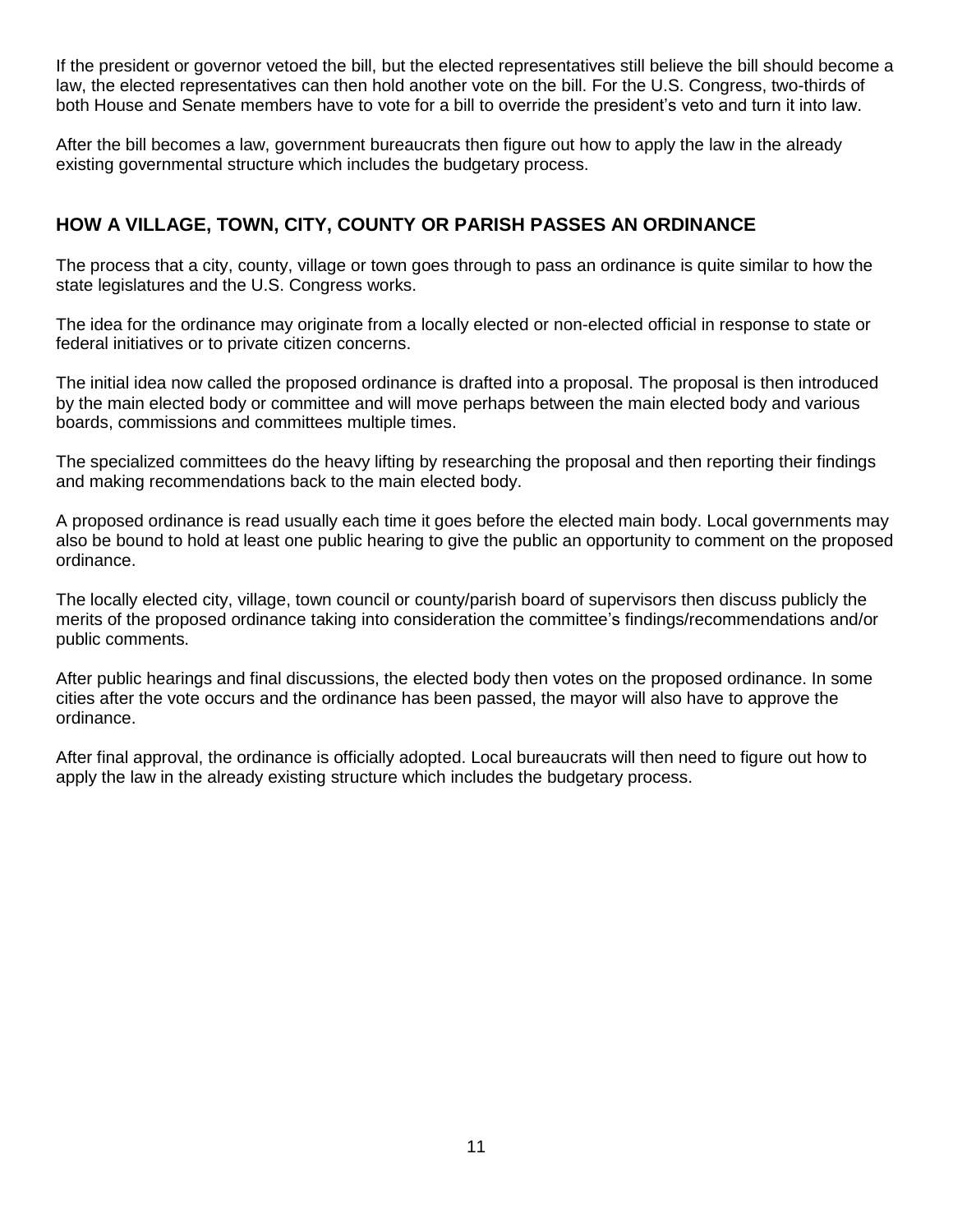If the president or governor vetoed the bill, but the elected representatives still believe the bill should become a law, the elected representatives can then hold another vote on the bill. For the U.S. Congress, two-thirds of both House and Senate members have to vote for a bill to override the president's veto and turn it into law.

After the bill becomes a law, government bureaucrats then figure out how to apply the law in the already existing governmental structure which includes the budgetary process.

## HOW A VILLAGE, TOWN, CITY, COUNTY OR PARISH PASSES AN ORDINANCE

The process that a city, county, village or town goes through to pass an ordinance is quite similar to how the state legislatures and the U.S. Congress works.

The idea for the ordinance may originate from a locally elected or non-elected official in response to state or federal initiatives or to private citizen concerns.

The initial idea now called the proposed ordinance is drafted into a proposal. The proposal is then introduced by the main elected body or committee and will move perhaps between the main elected body and various boards, commissions and committees multiple times.

The specialized committees do the heavy lifting by researching the proposal and then reporting their findings and making recommendations back to the main elected body.

A proposed ordinance is read usually each time it goes before the elected main body. Local governments may also be bound to hold at least one public hearing to give the public an opportunity to comment on the proposed ordinance.

The locally elected city, village, town council or county/parish board of supervisors then discuss publicly the merits of the proposed ordinance taking into consideration the committee's findings/recommendations and/or public comments.

After public hearings and final discussions, the elected body then votes on the proposed ordinance. In some cities after the vote occurs and the ordinance has been passed, the mayor will also have to approve the ordinance.

After final approval, the ordinance is officially adopted. Local bureaucrats will then need to figure out how to apply the law in the already existing structure which includes the budgetary process.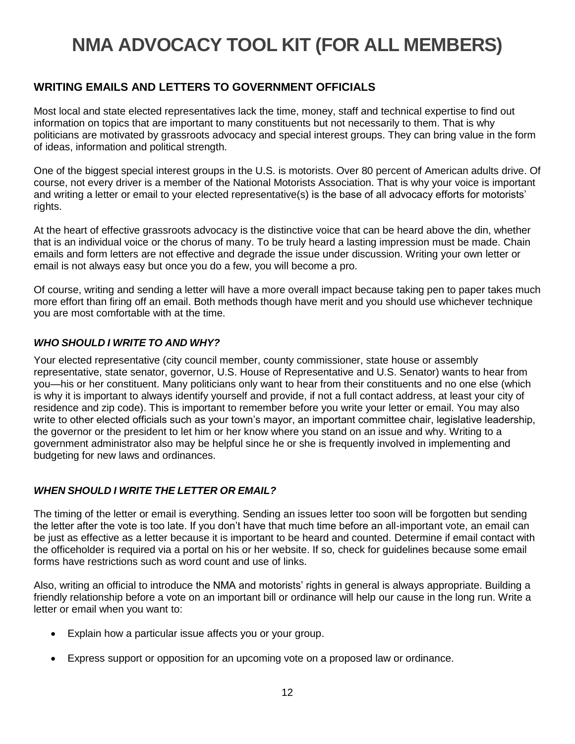# NMA ADVOCACY TOOL KIT (FOR ALL MEMBERS)

## WRITING EMAILS AND LETTERS TO GOVERNMENT OFFICIALS

Most local and state elected representatives lack the time, money, staff and technical expertise to find out information on topics that are important to many constituents but not necessarily to them. That is why politicians are motivated by grassroots advocacy and special interest groups. They can bring value in the form of ideas, information and political strength.

One of the biggest special interest groups in the U.S. is motorists. Over 80 percent of American adults drive. Of course, not every driver is a member of the National Motorists Association. That is why your voice is important and writing a letter or email to your elected representative(s) is the base of all advocacy efforts for motorists' rights.

At the heart of effective grassroots advocacy is the distinctive voice that can be heard above the din, whether that is an individual voice or the chorus of many. To be truly heard a lasting impression must be made. Chain emails and form letters are not effective and degrade the issue under discussion. Writing your own letter or email is not always easy but once you do a few, you will become a pro.

Of course, writing and sending a letter will have a more overall impact because taking pen to paper takes much more effort than firing off an email. Both methods though have merit and you should use whichever technique you are most comfortable with at the time.

### *WHO SHOULD I WRITE TO AND WHY?*

Your elected representative (city council member, county commissioner, state house or assembly representative, state senator, governor, U.S. House of Representative and U.S. Senator) wants to hear from you—his or her constituent. Many politicians only want to hear from their constituents and no one else (which is why it is important to always identify yourself and provide, if not a full contact address, at least your city of residence and zip code). This is important to remember before you write your letter or email. You may also write to other elected officials such as your town's mayor, an important committee chair, legislative leadership, the governor or the president to let him or her know where you stand on an issue and why. Writing to a government administrator also may be helpful since he or she is frequently involved in implementing and budgeting for new laws and ordinances.

### *WHEN SHOULD I WRITE THE LETTER OR EMAIL?*

The timing of the letter or email is everything. Sending an issues letter too soon will be forgotten but sending the letter after the vote is too late. If you don't have that much time before an all-important vote, an email can be just as effective as a letter because it is important to be heard and counted. Determine if email contact with the officeholder is required via a portal on his or her website. If so, check for guidelines because some email forms have restrictions such as word count and use of links.

Also, writing an official to introduce the NMA and motorists' rights in general is always appropriate. Building a friendly relationship before a vote on an important bill or ordinance will help our cause in the long run. Write a letter or email when you want to:

- Explain how a particular issue affects you or your group.
- Express support or opposition for an upcoming vote on a proposed law or ordinance.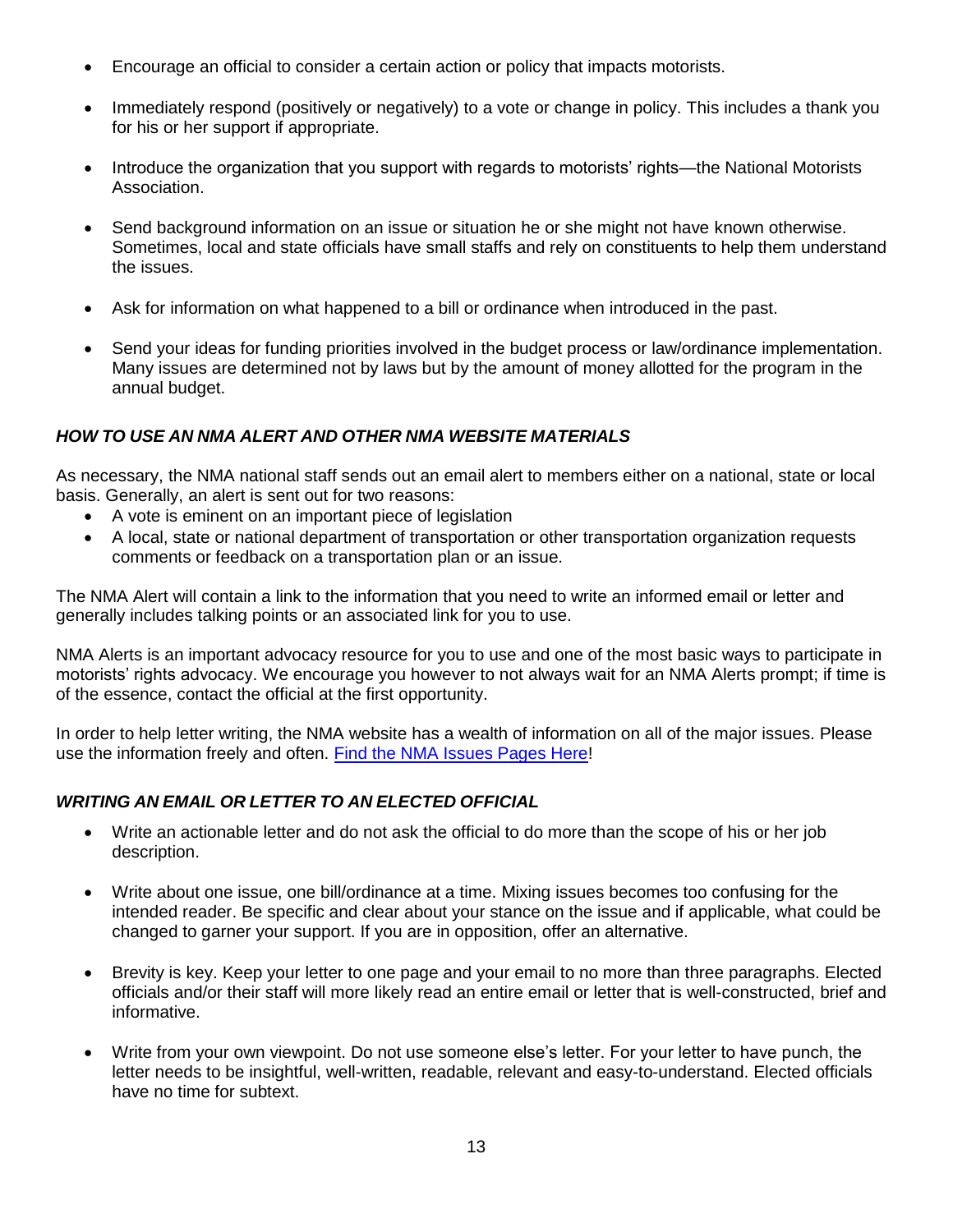- Encourage an official to consider a certain action or policy that impacts motorists.
- Immediately respond (positively or negatively) to a vote or change in policy. This includes a thank you for his or her support if appropriate.
- Introduce the organization that you support with regards to motorists' rights—the National Motorists Association.
- Send background information on an issue or situation he or she might not have known otherwise. Sometimes, local and state officials have small staffs and rely on constituents to help them understand the issues.
- Ask for information on what happened to a bill or ordinance when introduced in the past.
- Send your ideas for funding priorities involved in the budget process or law/ordinance implementation. Many issues are determined not by laws but by the amount of money allotted for the program in the annual budget.

### *HOW TO USE AN NMA ALERT AND OTHER NMA WEBSITE MATERIALS*

As necessary, the NMA national staff sends out an email alert to members either on a national, state or local basis. Generally, an alert is sent out for two reasons:

- A vote is eminent on an important piece of legislation
- A local, state or national department of transportation or other transportation organization requests comments or feedback on a transportation plan or an issue.

The NMA Alert will contain a link to the information that you need to write an informed email or letter and generally includes talking points or an associated link for you to use.

NMA Alerts is an important advocacy resource for you to use and one of the most basic ways to participate in motorists' rights advocacy. We encourage you however to not always wait for an NMA Alerts prompt; if time is of the essence, contact the official at the first opportunity.

In order to help letter writing, the NMA website has a wealth of information on all of the major issues. Please use the information freely and often. Find the NMA Issues Pages Here!

### *WRITING AN EMAIL OR LETTER TO AN ELECTED OFFICIAL*

- Write an actionable letter and do not ask the official to do more than the scope of his or her job description.
- Write about one issue, one bill/ordinance at a time. Mixing issues becomes too confusing for the intended reader. Be specific and clear about your stance on the issue and if applicable, what could be changed to garner your support. If you are in opposition, offer an alternative.
- Brevity is key. Keep your letter to one page and your email to no more than three paragraphs. Elected officials and/or their staff will more likely read an entire email or letter that is well-constructed, brief and informative.
- Write from your own viewpoint. Do not use someone else's letter. For your letter to have punch, the letter needs to be insightful, well-written, readable, relevant and easy-to-understand. Elected officials have no time for subtext.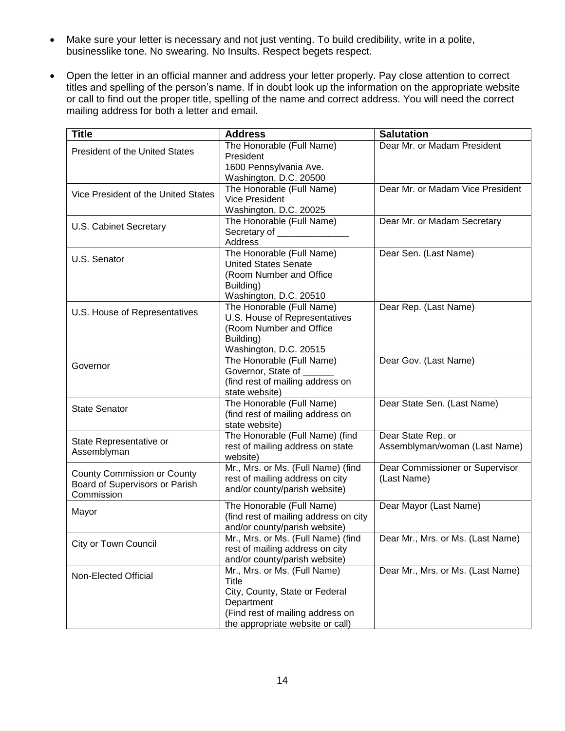- Make sure your letter is necessary and not just venting. To build credibility, write in a polite, businesslike tone. No swearing. No Insults. Respect begets respect.

- Open the letter in an official manner and address your letter properly. Pay close attention to correct titles and spelling of the person's name. If in doubt look up the information on the appropriate website or call to find out the proper title, spelling of the name and correct address. You will need the correct mailing address for both a letter and email.

| Title | Address | Salutation |
|---|---|---|
| President of the United States | The Honorable (Full Name)<br>President<br>1600 Pennsylvania Ave.<br>Washington, D.C. 20500 | Dear Mr. or Madam President |
| Vice President of the United States | The Honorable (Full Name)<br>Vice President<br>Washington, D.C. 20025 | Dear Mr. or Madam Vice President |
| U.S. Cabinet Secretary | The Honorable (Full Name)<br>Secretary of ______________<br>Address | Dear Mr. or Madam Secretary |
| U.S. Senator | The Honorable (Full Name)<br>United States Senate<br>(Room Number and Office Building)<br>Washington, D.C. 20510 | Dear Sen. (Last Name) |
| U.S. House of Representatives | The Honorable (Full Name)<br>U.S. House of Representatives<br>(Room Number and Office Building)<br>Washington, D.C. 20515 | Dear Rep. (Last Name) |
| Governor | The Honorable (Full Name)<br>Governor, State of ______<br>(find rest of mailing address on state website) | Dear Gov. (Last Name) |
| State Senator | The Honorable (Full Name)<br>(find rest of mailing address on state website) | Dear State Sen. (Last Name) |
| State Representative or Assemblyman | The Honorable (Full Name) (find rest of mailing address on state website) | Dear State Rep. or Assemblyman/woman (Last Name) |
| County Commission or County Board of Supervisors or Parish Commission | Mr., Mrs. or Ms. (Full Name) (find rest of mailing address on city and/or county/parish website) | Dear Commissioner or Supervisor (Last Name) |
| Mayor | The Honorable (Full Name)<br>(find rest of mailing address on city and/or county/parish website) | Dear Mayor (Last Name) |
| City or Town Council | Mr., Mrs. or Ms. (Full Name) (find rest of mailing address on city and/or county/parish website) | Dear Mr., Mrs. or Ms. (Last Name) |
| Non-Elected Official | Mr., Mrs. or Ms. (Full Name)<br>Title<br>City, County, State or Federal Department<br>(Find rest of mailing address on the appropriate website or call) | Dear Mr., Mrs. or Ms. (Last Name) |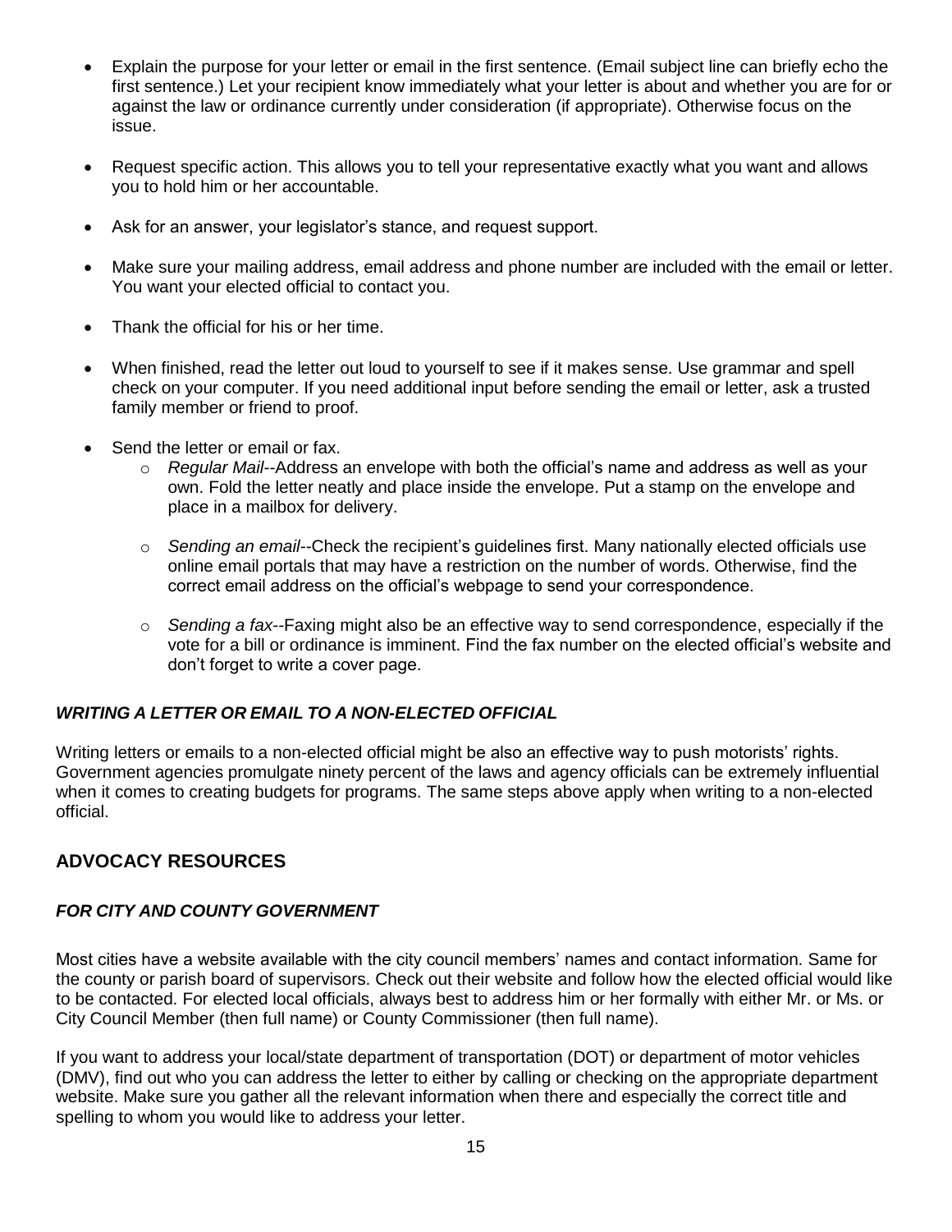- Explain the purpose for your letter or email in the first sentence. (Email subject line can briefly echo the first sentence.) Let your recipient know immediately what your letter is about and whether you are for or against the law or ordinance currently under consideration (if appropriate). Otherwise focus on the issue.

- Request specific action. This allows you to tell your representative exactly what you want and allows you to hold him or her accountable.

- Ask for an answer, your legislator's stance, and request support.

- Make sure your mailing address, email address and phone number are included with the email or letter. You want your elected official to contact you.

- Thank the official for his or her time.

- When finished, read the letter out loud to yourself to see if it makes sense. Use grammar and spell check on your computer. If you need additional input before sending the email or letter, ask a trusted family member or friend to proof.

- Send the letter or email or fax.
  - *Regular Mail*--Address an envelope with both the official's name and address as well as your own. Fold the letter neatly and place inside the envelope. Put a stamp on the envelope and place in a mailbox for delivery.

  - *Sending an email*--Check the recipient's guidelines first. Many nationally elected officials use online email portals that may have a restriction on the number of words. Otherwise, find the correct email address on the official's webpage to send your correspondence.

  - *Sending a fax*--Faxing might also be an effective way to send correspondence, especially if the vote for a bill or ordinance is imminent. Find the fax number on the elected official's website and don't forget to write a cover page.

### *WRITING A LETTER OR EMAIL TO A NON-ELECTED OFFICIAL*

Writing letters or emails to a non-elected official might be also an effective way to push motorists' rights. Government agencies promulgate ninety percent of the laws and agency officials can be extremely influential when it comes to creating budgets for programs. The same steps above apply when writing to a non-elected official.

## ADVOCACY RESOURCES

### *FOR CITY AND COUNTY GOVERNMENT*

Most cities have a website available with the city council members' names and contact information. Same for the county or parish board of supervisors. Check out their website and follow how the elected official would like to be contacted. For elected local officials, always best to address him or her formally with either Mr. or Ms. or City Council Member (then full name) or County Commissioner (then full name).

If you want to address your local/state department of transportation (DOT) or department of motor vehicles (DMV), find out who you can address the letter to either by calling or checking on the appropriate department website. Make sure you gather all the relevant information when there and especially the correct title and spelling to whom you would like to address your letter.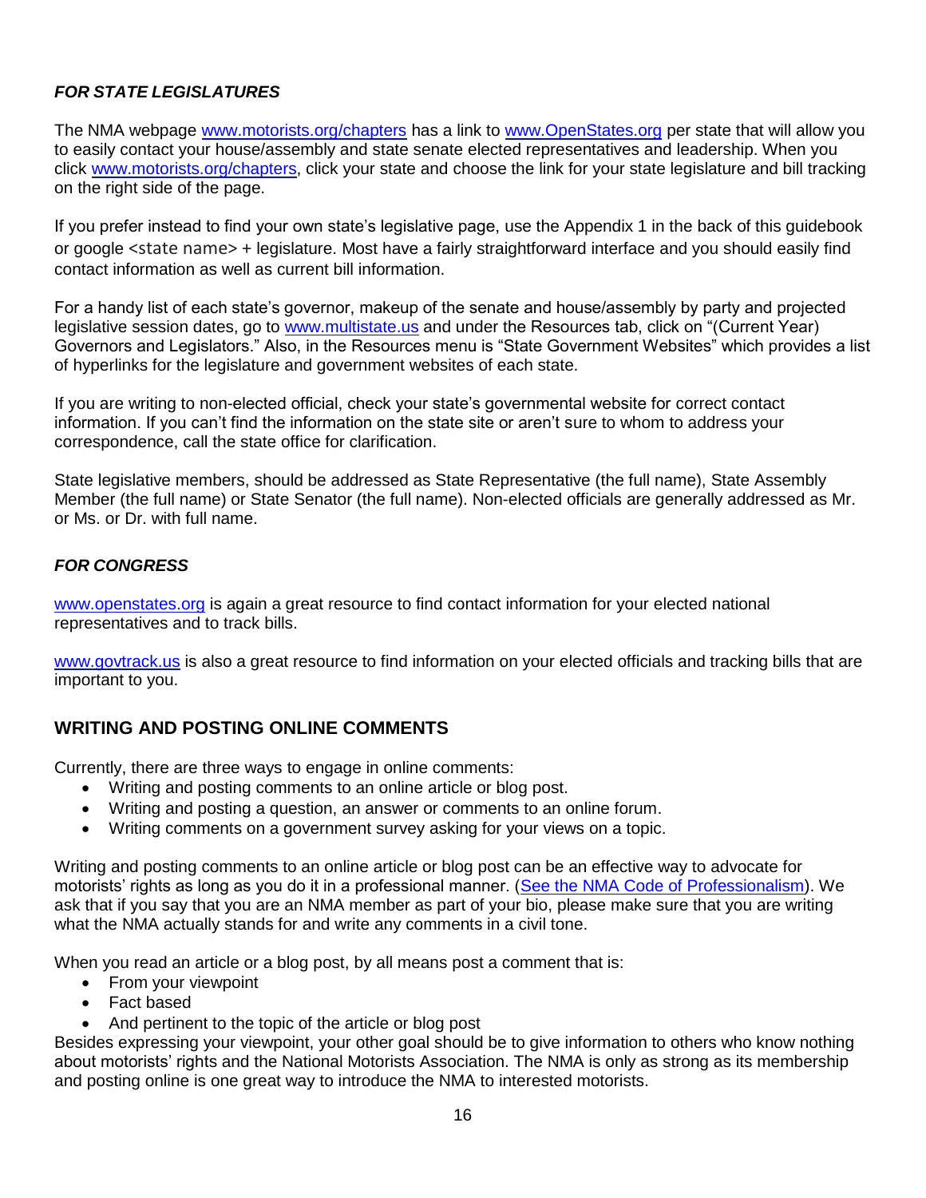### *FOR STATE LEGISLATURES*

The NMA webpage www.motorists.org/chapters has a link to www.OpenStates.org per state that will allow you to easily contact your house/assembly and state senate elected representatives and leadership. When you click www.motorists.org/chapters, click your state and choose the link for your state legislature and bill tracking on the right side of the page.

If you prefer instead to find your own state's legislative page, use the Appendix 1 in the back of this guidebook or google <state name> + legislature. Most have a fairly straightforward interface and you should easily find contact information as well as current bill information.

For a handy list of each state's governor, makeup of the senate and house/assembly by party and projected legislative session dates, go to www.multistate.us and under the Resources tab, click on "(Current Year) Governors and Legislators." Also, in the Resources menu is "State Government Websites" which provides a list of hyperlinks for the legislature and government websites of each state.

If you are writing to non-elected official, check your state's governmental website for correct contact information. If you can't find the information on the state site or aren't sure to whom to address your correspondence, call the state office for clarification.

State legislative members, should be addressed as State Representative (the full name), State Assembly Member (the full name) or State Senator (the full name). Non-elected officials are generally addressed as Mr. or Ms. or Dr. with full name.

### *FOR CONGRESS*

www.openstates.org is again a great resource to find contact information for your elected national representatives and to track bills.

www.govtrack.us is also a great resource to find information on your elected officials and tracking bills that are important to you.

## WRITING AND POSTING ONLINE COMMENTS

Currently, there are three ways to engage in online comments:

- Writing and posting comments to an online article or blog post.
- Writing and posting a question, an answer or comments to an online forum.
- Writing comments on a government survey asking for your views on a topic.

Writing and posting comments to an online article or blog post can be an effective way to advocate for motorists' rights as long as you do it in a professional manner. (See the NMA Code of Professionalism). We ask that if you say that you are an NMA member as part of your bio, please make sure that you are writing what the NMA actually stands for and write any comments in a civil tone.

When you read an article or a blog post, by all means post a comment that is:

- From your viewpoint
- Fact based
- And pertinent to the topic of the article or blog post

Besides expressing your viewpoint, your other goal should be to give information to others who know nothing about motorists' rights and the National Motorists Association. The NMA is only as strong as its membership and posting online is one great way to introduce the NMA to interested motorists.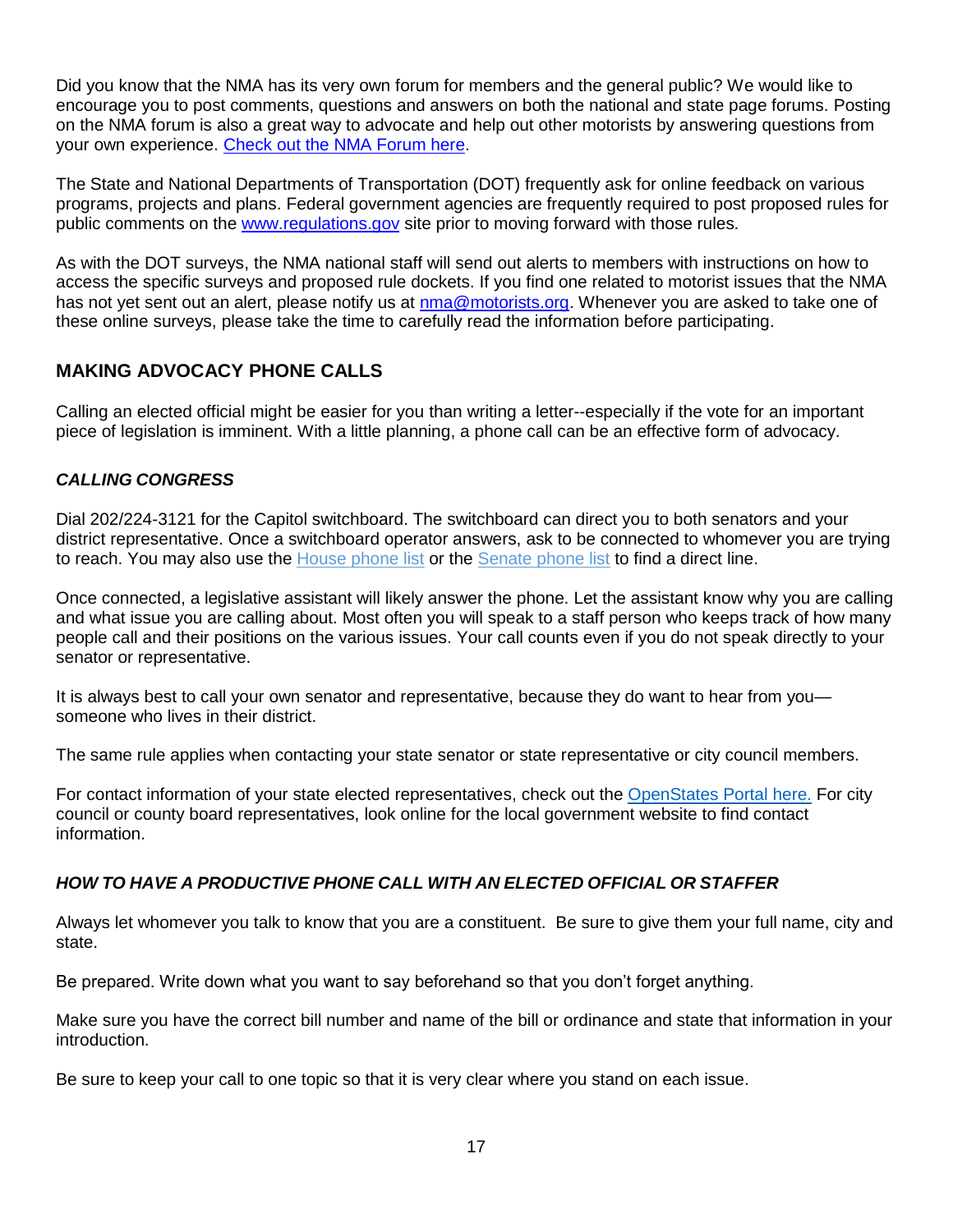Did you know that the NMA has its very own forum for members and the general public? We would like to encourage you to post comments, questions and answers on both the national and state page forums. Posting on the NMA forum is also a great way to advocate and help out other motorists by answering questions from your own experience. [Check out the NMA Forum here](#).

The State and National Departments of Transportation (DOT) frequently ask for online feedback on various programs, projects and plans. Federal government agencies are frequently required to post proposed rules for public comments on the [www.regulations.gov](http://www.regulations.gov) site prior to moving forward with those rules.

As with the DOT surveys, the NMA national staff will send out alerts to members with instructions on how to access the specific surveys and proposed rule dockets. If you find one related to motorist issues that the NMA has not yet sent out an alert, please notify us at [nma@motorists.org](mailto:nma@motorists.org). Whenever you are asked to take one of these online surveys, please take the time to carefully read the information before participating.

## MAKING ADVOCACY PHONE CALLS

Calling an elected official might be easier for you than writing a letter--especially if the vote for an important piece of legislation is imminent. With a little planning, a phone call can be an effective form of advocacy.

### *CALLING CONGRESS*

Dial 202/224-3121 for the Capitol switchboard. The switchboard can direct you to both senators and your district representative. Once a switchboard operator answers, ask to be connected to whomever you are trying to reach. You may also use the [House phone list](#) or the [Senate phone list](#) to find a direct line.

Once connected, a legislative assistant will likely answer the phone. Let the assistant know why you are calling and what issue you are calling about. Most often you will speak to a staff person who keeps track of how many people call and their positions on the various issues. Your call counts even if you do not speak directly to your senator or representative.

It is always best to call your own senator and representative, because they do want to hear from you—someone who lives in their district.

The same rule applies when contacting your state senator or state representative or city council members.

For contact information of your state elected representatives, check out the [OpenStates Portal here.](#) For city council or county board representatives, look online for the local government website to find contact information.

### *HOW TO HAVE A PRODUCTIVE PHONE CALL WITH AN ELECTED OFFICIAL OR STAFFER*

Always let whomever you talk to know that you are a constituent. Be sure to give them your full name, city and state.

Be prepared. Write down what you want to say beforehand so that you don't forget anything.

Make sure you have the correct bill number and name of the bill or ordinance and state that information in your introduction.

Be sure to keep your call to one topic so that it is very clear where you stand on each issue.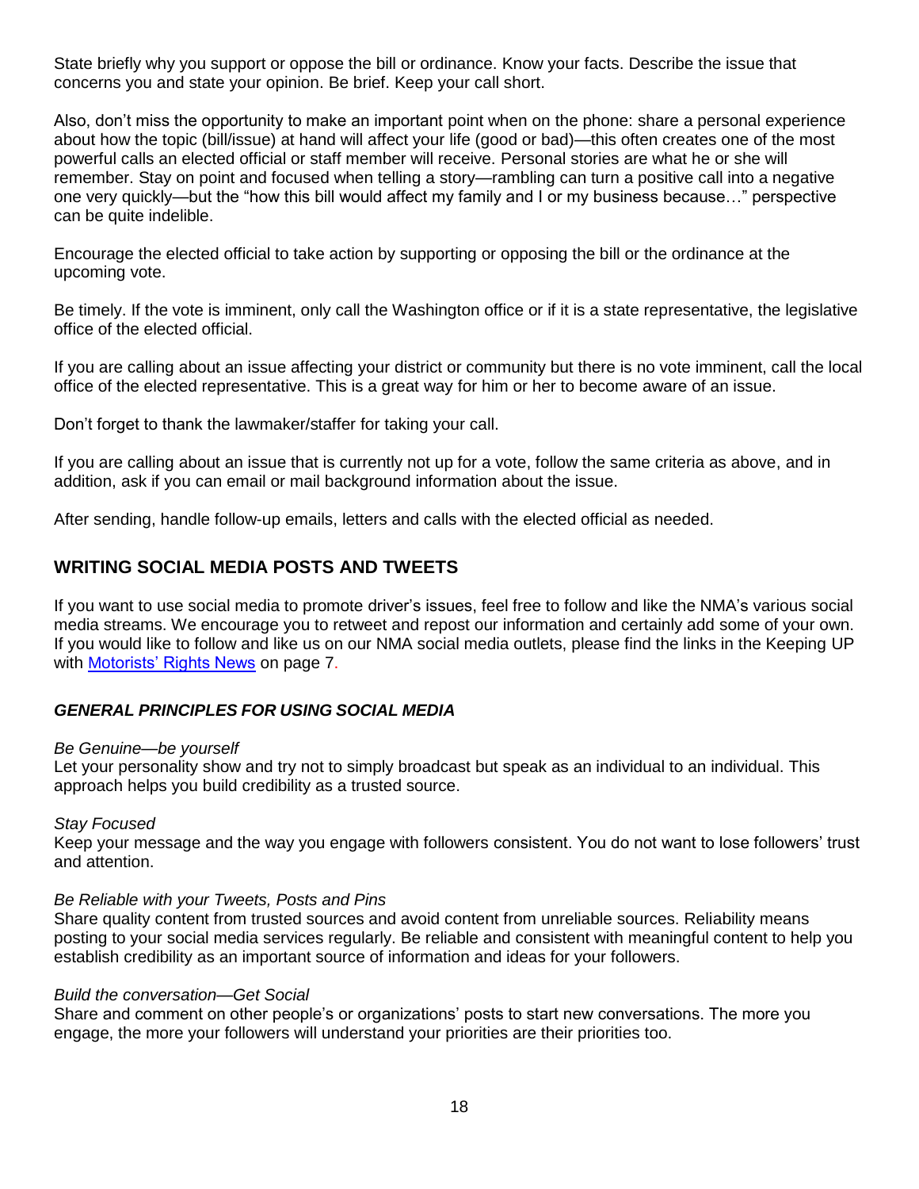State briefly why you support or oppose the bill or ordinance. Know your facts. Describe the issue that concerns you and state your opinion. Be brief. Keep your call short.

Also, don't miss the opportunity to make an important point when on the phone: share a personal experience about how the topic (bill/issue) at hand will affect your life (good or bad)—this often creates one of the most powerful calls an elected official or staff member will receive. Personal stories are what he or she will remember. Stay on point and focused when telling a story—rambling can turn a positive call into a negative one very quickly—but the "how this bill would affect my family and I or my business because…" perspective can be quite indelible.

Encourage the elected official to take action by supporting or opposing the bill or the ordinance at the upcoming vote.

Be timely. If the vote is imminent, only call the Washington office or if it is a state representative, the legislative office of the elected official.

If you are calling about an issue affecting your district or community but there is no vote imminent, call the local office of the elected representative. This is a great way for him or her to become aware of an issue.

Don't forget to thank the lawmaker/staffer for taking your call.

If you are calling about an issue that is currently not up for a vote, follow the same criteria as above, and in addition, ask if you can email or mail background information about the issue.

After sending, handle follow-up emails, letters and calls with the elected official as needed.

## WRITING SOCIAL MEDIA POSTS AND TWEETS

If you want to use social media to promote driver's issues, feel free to follow and like the NMA's various social media streams. We encourage you to retweet and repost our information and certainly add some of your own. If you would like to follow and like us on our NMA social media outlets, please find the links in the Keeping UP with Motorists' Rights News on page 7.

### *GENERAL PRINCIPLES FOR USING SOCIAL MEDIA*

*Be Genuine—be yourself*
Let your personality show and try not to simply broadcast but speak as an individual to an individual. This approach helps you build credibility as a trusted source.

*Stay Focused*
Keep your message and the way you engage with followers consistent. You do not want to lose followers' trust and attention.

*Be Reliable with your Tweets, Posts and Pins*
Share quality content from trusted sources and avoid content from unreliable sources. Reliability means posting to your social media services regularly. Be reliable and consistent with meaningful content to help you establish credibility as an important source of information and ideas for your followers.

*Build the conversation—Get Social*
Share and comment on other people's or organizations' posts to start new conversations. The more you engage, the more your followers will understand your priorities are their priorities too.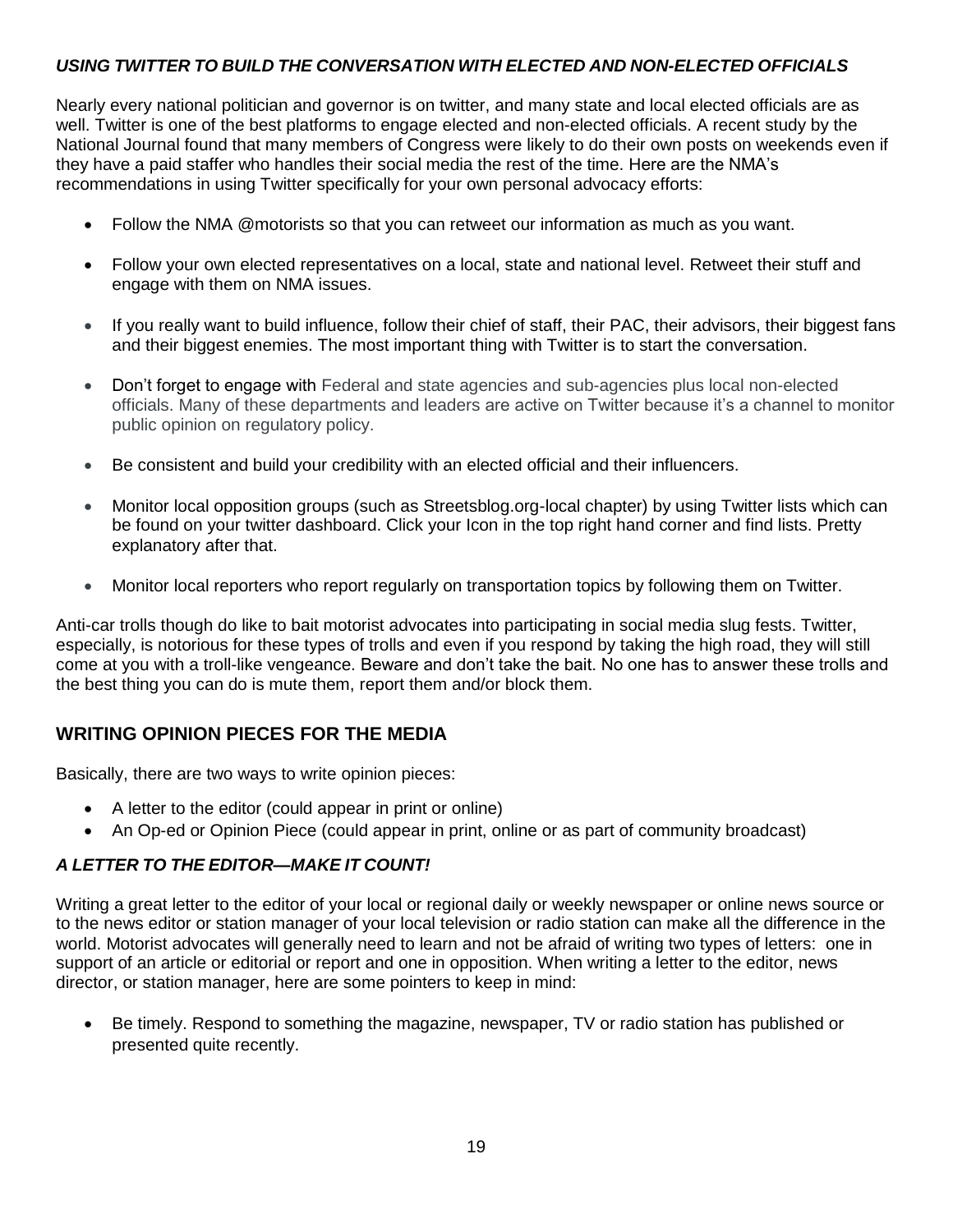### *USING TWITTER TO BUILD THE CONVERSATION WITH ELECTED AND NON-ELECTED OFFICIALS*

Nearly every national politician and governor is on twitter, and many state and local elected officials are as well. Twitter is one of the best platforms to engage elected and non-elected officials. A recent study by the National Journal found that many members of Congress were likely to do their own posts on weekends even if they have a paid staffer who handles their social media the rest of the time. Here are the NMA's recommendations in using Twitter specifically for your own personal advocacy efforts:

- Follow the NMA @motorists so that you can retweet our information as much as you want.
- Follow your own elected representatives on a local, state and national level. Retweet their stuff and engage with them on NMA issues.
- If you really want to build influence, follow their chief of staff, their PAC, their advisors, their biggest fans and their biggest enemies. The most important thing with Twitter is to start the conversation.
- Don't forget to engage with Federal and state agencies and sub-agencies plus local non-elected officials. Many of these departments and leaders are active on Twitter because it's a channel to monitor public opinion on regulatory policy.
- Be consistent and build your credibility with an elected official and their influencers.
- Monitor local opposition groups (such as Streetsblog.org-local chapter) by using Twitter lists which can be found on your twitter dashboard. Click your Icon in the top right hand corner and find lists. Pretty explanatory after that.
- Monitor local reporters who report regularly on transportation topics by following them on Twitter.

Anti-car trolls though do like to bait motorist advocates into participating in social media slug fests. Twitter, especially, is notorious for these types of trolls and even if you respond by taking the high road, they will still come at you with a troll-like vengeance. Beware and don't take the bait. No one has to answer these trolls and the best thing you can do is mute them, report them and/or block them.

## WRITING OPINION PIECES FOR THE MEDIA

Basically, there are two ways to write opinion pieces:

- A letter to the editor (could appear in print or online)
- An Op-ed or Opinion Piece (could appear in print, online or as part of community broadcast)

### *A LETTER TO THE EDITOR—MAKE IT COUNT!*

Writing a great letter to the editor of your local or regional daily or weekly newspaper or online news source or to the news editor or station manager of your local television or radio station can make all the difference in the world. Motorist advocates will generally need to learn and not be afraid of writing two types of letters: one in support of an article or editorial or report and one in opposition. When writing a letter to the editor, news director, or station manager, here are some pointers to keep in mind:

- Be timely. Respond to something the magazine, newspaper, TV or radio station has published or presented quite recently.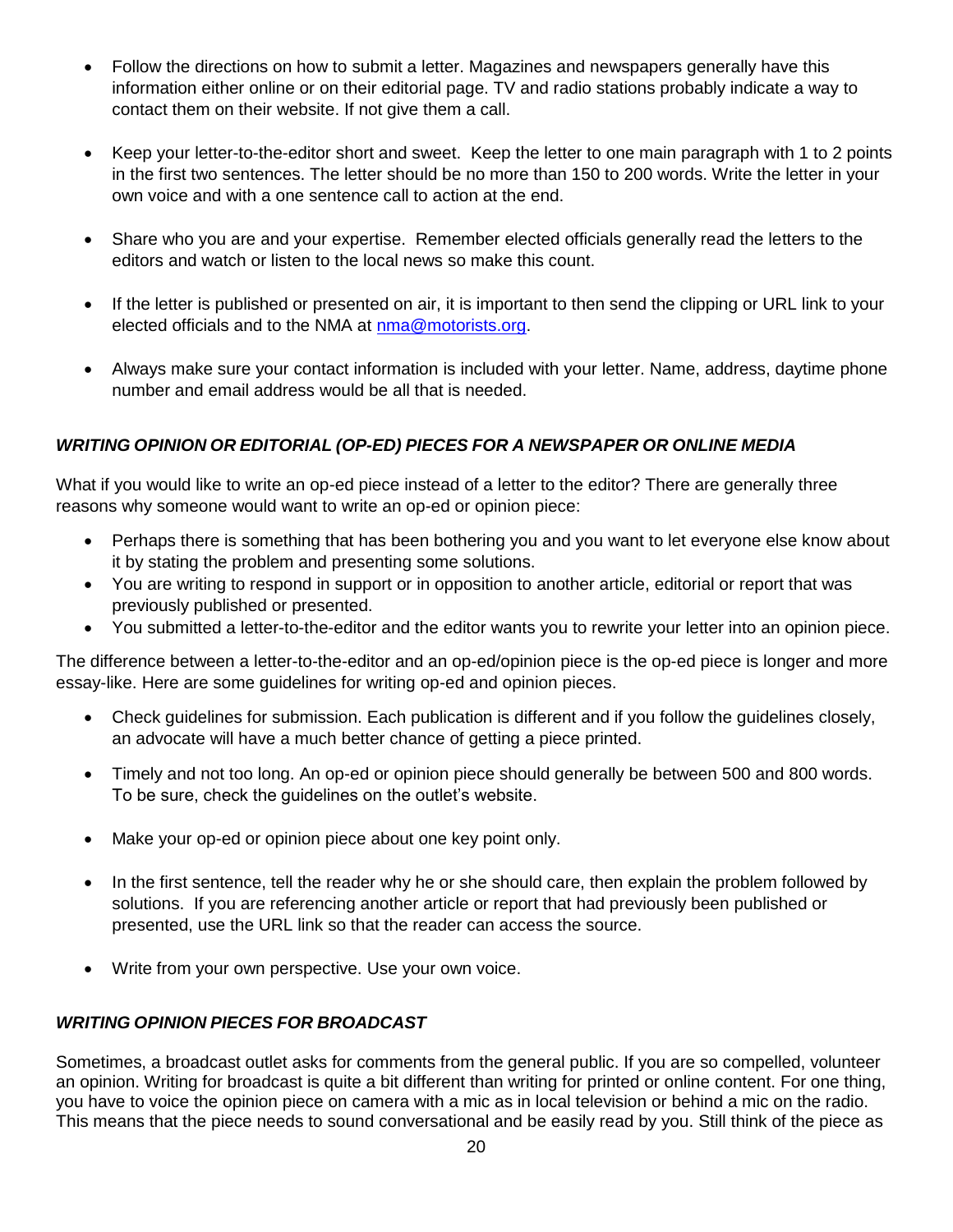- Follow the directions on how to submit a letter. Magazines and newspapers generally have this information either online or on their editorial page. TV and radio stations probably indicate a way to contact them on their website. If not give them a call.

- Keep your letter-to-the-editor short and sweet. Keep the letter to one main paragraph with 1 to 2 points in the first two sentences. The letter should be no more than 150 to 200 words. Write the letter in your own voice and with a one sentence call to action at the end.

- Share who you are and your expertise. Remember elected officials generally read the letters to the editors and watch or listen to the local news so make this count.

- If the letter is published or presented on air, it is important to then send the clipping or URL link to your elected officials and to the NMA at nma@motorists.org.

- Always make sure your contact information is included with your letter. Name, address, daytime phone number and email address would be all that is needed.

### *WRITING OPINION OR EDITORIAL (OP-ED) PIECES FOR A NEWSPAPER OR ONLINE MEDIA*

What if you would like to write an op-ed piece instead of a letter to the editor? There are generally three reasons why someone would want to write an op-ed or opinion piece:

- Perhaps there is something that has been bothering you and you want to let everyone else know about it by stating the problem and presenting some solutions.
- You are writing to respond in support or in opposition to another article, editorial or report that was previously published or presented.
- You submitted a letter-to-the-editor and the editor wants you to rewrite your letter into an opinion piece.

The difference between a letter-to-the-editor and an op-ed/opinion piece is the op-ed piece is longer and more essay-like. Here are some guidelines for writing op-ed and opinion pieces.

- Check guidelines for submission. Each publication is different and if you follow the guidelines closely, an advocate will have a much better chance of getting a piece printed.

- Timely and not too long. An op-ed or opinion piece should generally be between 500 and 800 words. To be sure, check the guidelines on the outlet's website.

- Make your op-ed or opinion piece about one key point only.

- In the first sentence, tell the reader why he or she should care, then explain the problem followed by solutions. If you are referencing another article or report that had previously been published or presented, use the URL link so that the reader can access the source.

- Write from your own perspective. Use your own voice.

### *WRITING OPINION PIECES FOR BROADCAST*

Sometimes, a broadcast outlet asks for comments from the general public. If you are so compelled, volunteer an opinion. Writing for broadcast is quite a bit different than writing for printed or online content. For one thing, you have to voice the opinion piece on camera with a mic as in local television or behind a mic on the radio. This means that the piece needs to sound conversational and be easily read by you. Still think of the piece as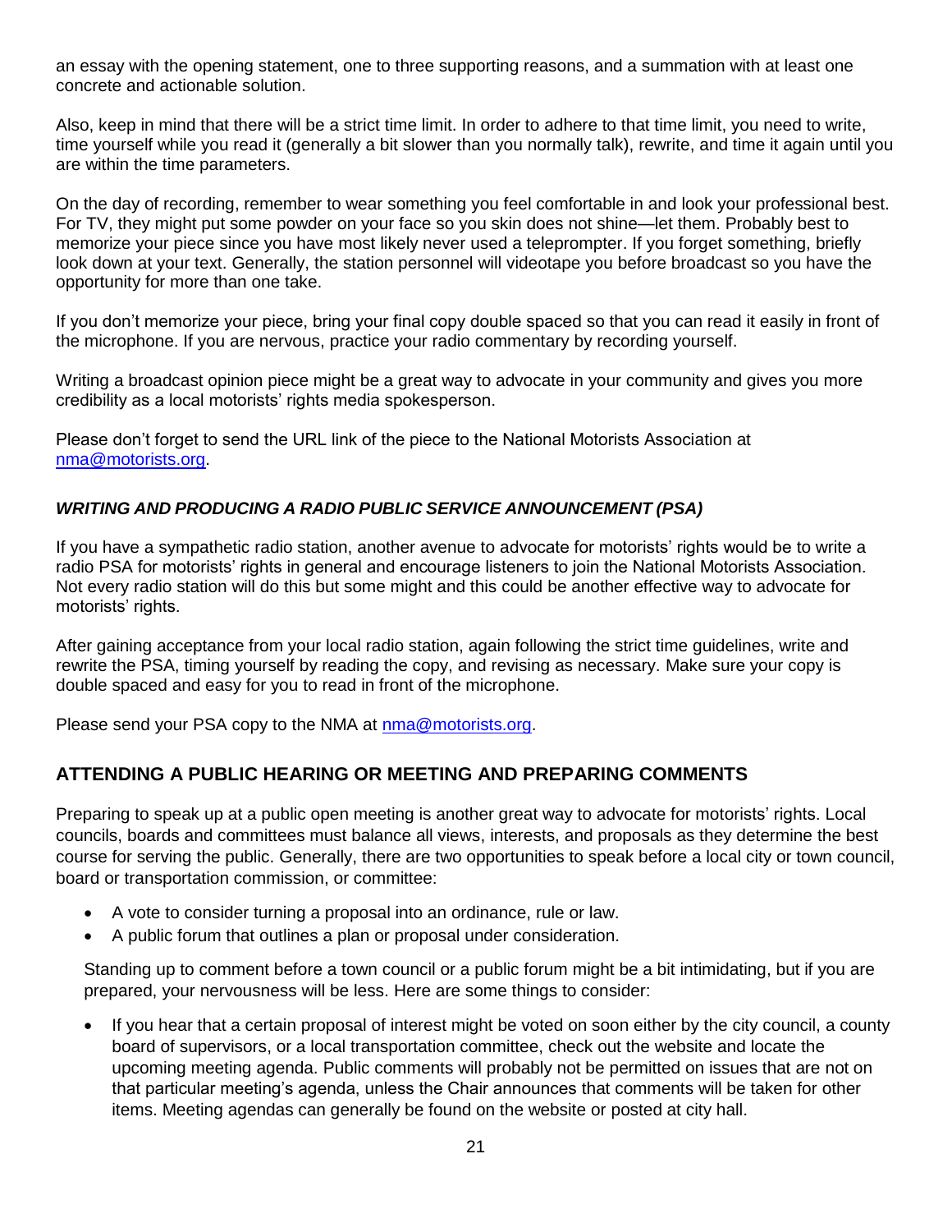an essay with the opening statement, one to three supporting reasons, and a summation with at least one concrete and actionable solution.

Also, keep in mind that there will be a strict time limit. In order to adhere to that time limit, you need to write, time yourself while you read it (generally a bit slower than you normally talk), rewrite, and time it again until you are within the time parameters.

On the day of recording, remember to wear something you feel comfortable in and look your professional best. For TV, they might put some powder on your face so you skin does not shine—let them. Probably best to memorize your piece since you have most likely never used a teleprompter. If you forget something, briefly look down at your text. Generally, the station personnel will videotape you before broadcast so you have the opportunity for more than one take.

If you don't memorize your piece, bring your final copy double spaced so that you can read it easily in front of the microphone. If you are nervous, practice your radio commentary by recording yourself.

Writing a broadcast opinion piece might be a great way to advocate in your community and gives you more credibility as a local motorists' rights media spokesperson.

Please don't forget to send the URL link of the piece to the National Motorists Association at nma@motorists.org.

### *WRITING AND PRODUCING A RADIO PUBLIC SERVICE ANNOUNCEMENT (PSA)*

If you have a sympathetic radio station, another avenue to advocate for motorists' rights would be to write a radio PSA for motorists' rights in general and encourage listeners to join the National Motorists Association. Not every radio station will do this but some might and this could be another effective way to advocate for motorists' rights.

After gaining acceptance from your local radio station, again following the strict time guidelines, write and rewrite the PSA, timing yourself by reading the copy, and revising as necessary. Make sure your copy is double spaced and easy for you to read in front of the microphone.

Please send your PSA copy to the NMA at nma@motorists.org.

## ATTENDING A PUBLIC HEARING OR MEETING AND PREPARING COMMENTS

Preparing to speak up at a public open meeting is another great way to advocate for motorists' rights. Local councils, boards and committees must balance all views, interests, and proposals as they determine the best course for serving the public. Generally, there are two opportunities to speak before a local city or town council, board or transportation commission, or committee:

- A vote to consider turning a proposal into an ordinance, rule or law.
- A public forum that outlines a plan or proposal under consideration.

Standing up to comment before a town council or a public forum might be a bit intimidating, but if you are prepared, your nervousness will be less. Here are some things to consider:

- If you hear that a certain proposal of interest might be voted on soon either by the city council, a county board of supervisors, or a local transportation committee, check out the website and locate the upcoming meeting agenda. Public comments will probably not be permitted on issues that are not on that particular meeting's agenda, unless the Chair announces that comments will be taken for other items. Meeting agendas can generally be found on the website or posted at city hall.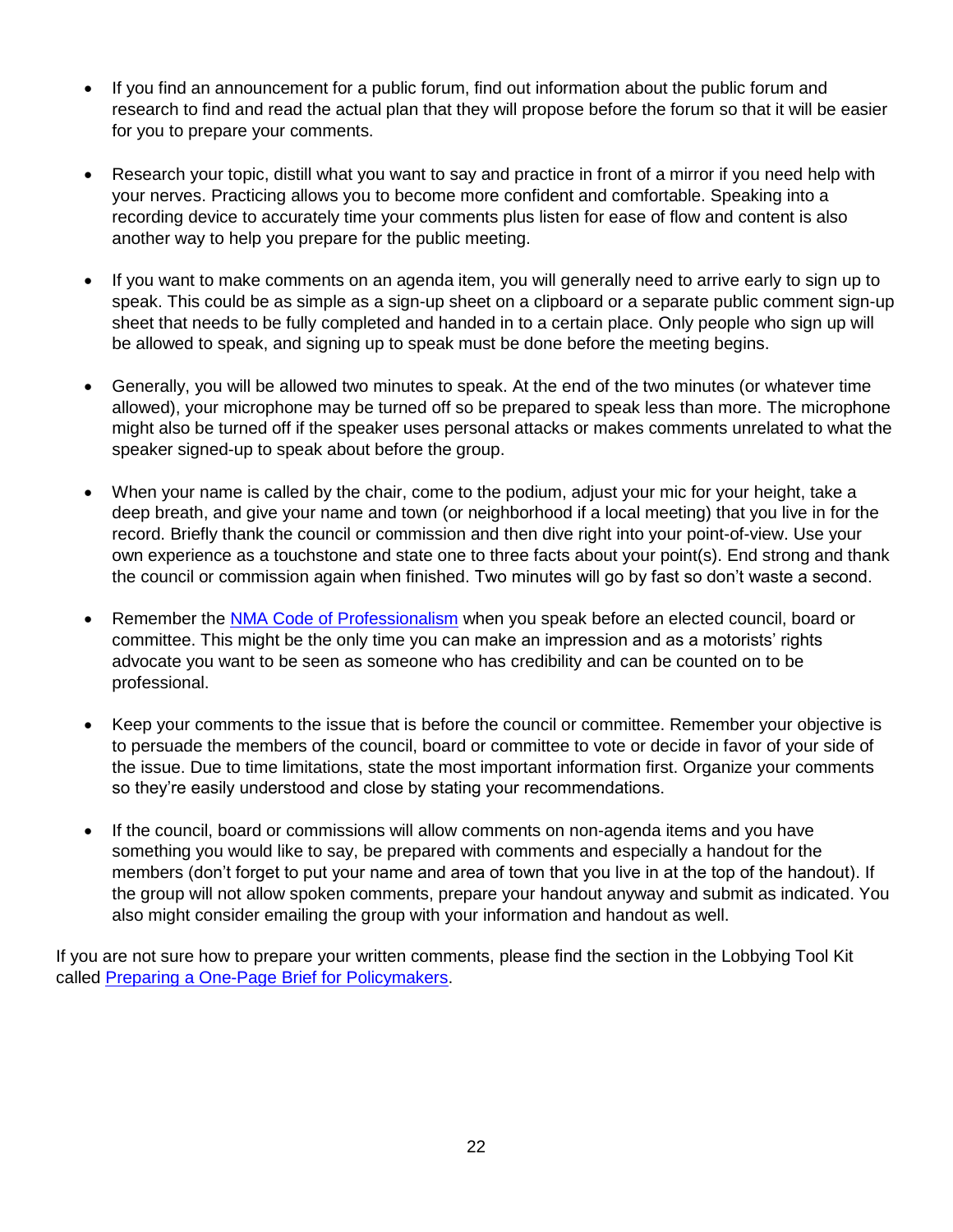- If you find an announcement for a public forum, find out information about the public forum and research to find and read the actual plan that they will propose before the forum so that it will be easier for you to prepare your comments.

- Research your topic, distill what you want to say and practice in front of a mirror if you need help with your nerves. Practicing allows you to become more confident and comfortable. Speaking into a recording device to accurately time your comments plus listen for ease of flow and content is also another way to help you prepare for the public meeting.

- If you want to make comments on an agenda item, you will generally need to arrive early to sign up to speak. This could be as simple as a sign-up sheet on a clipboard or a separate public comment sign-up sheet that needs to be fully completed and handed in to a certain place. Only people who sign up will be allowed to speak, and signing up to speak must be done before the meeting begins.

- Generally, you will be allowed two minutes to speak. At the end of the two minutes (or whatever time allowed), your microphone may be turned off so be prepared to speak less than more. The microphone might also be turned off if the speaker uses personal attacks or makes comments unrelated to what the speaker signed-up to speak about before the group.

- When your name is called by the chair, come to the podium, adjust your mic for your height, take a deep breath, and give your name and town (or neighborhood if a local meeting) that you live in for the record. Briefly thank the council or commission and then dive right into your point-of-view. Use your own experience as a touchstone and state one to three facts about your point(s). End strong and thank the council or commission again when finished. Two minutes will go by fast so don't waste a second.

- Remember the [NMA Code of Professionalism] when you speak before an elected council, board or committee. This might be the only time you can make an impression and as a motorists' rights advocate you want to be seen as someone who has credibility and can be counted on to be professional.

- Keep your comments to the issue that is before the council or committee. Remember your objective is to persuade the members of the council, board or committee to vote or decide in favor of your side of the issue. Due to time limitations, state the most important information first. Organize your comments so they're easily understood and close by stating your recommendations.

- If the council, board or commissions will allow comments on non-agenda items and you have something you would like to say, be prepared with comments and especially a handout for the members (don't forget to put your name and area of town that you live in at the top of the handout). If the group will not allow spoken comments, prepare your handout anyway and submit as indicated. You also might consider emailing the group with your information and handout as well.

If you are not sure how to prepare your written comments, please find the section in the Lobbying Tool Kit called [Preparing a One-Page Brief for Policymakers].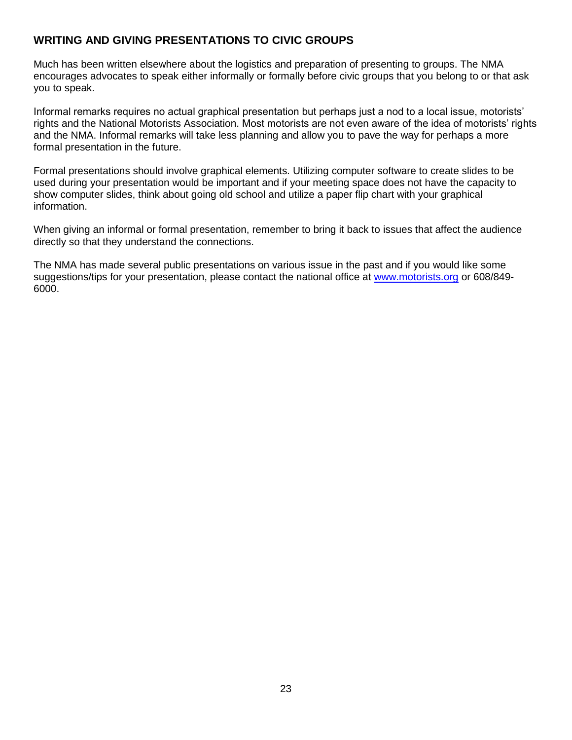## WRITING AND GIVING PRESENTATIONS TO CIVIC GROUPS

Much has been written elsewhere about the logistics and preparation of presenting to groups. The NMA encourages advocates to speak either informally or formally before civic groups that you belong to or that ask you to speak.

Informal remarks requires no actual graphical presentation but perhaps just a nod to a local issue, motorists' rights and the National Motorists Association. Most motorists are not even aware of the idea of motorists' rights and the NMA. Informal remarks will take less planning and allow you to pave the way for perhaps a more formal presentation in the future.

Formal presentations should involve graphical elements. Utilizing computer software to create slides to be used during your presentation would be important and if your meeting space does not have the capacity to show computer slides, think about going old school and utilize a paper flip chart with your graphical information.

When giving an informal or formal presentation, remember to bring it back to issues that affect the audience directly so that they understand the connections.

The NMA has made several public presentations on various issue in the past and if you would like some suggestions/tips for your presentation, please contact the national office at [www.motorists.org](http://www.motorists.org) or 608/849-6000.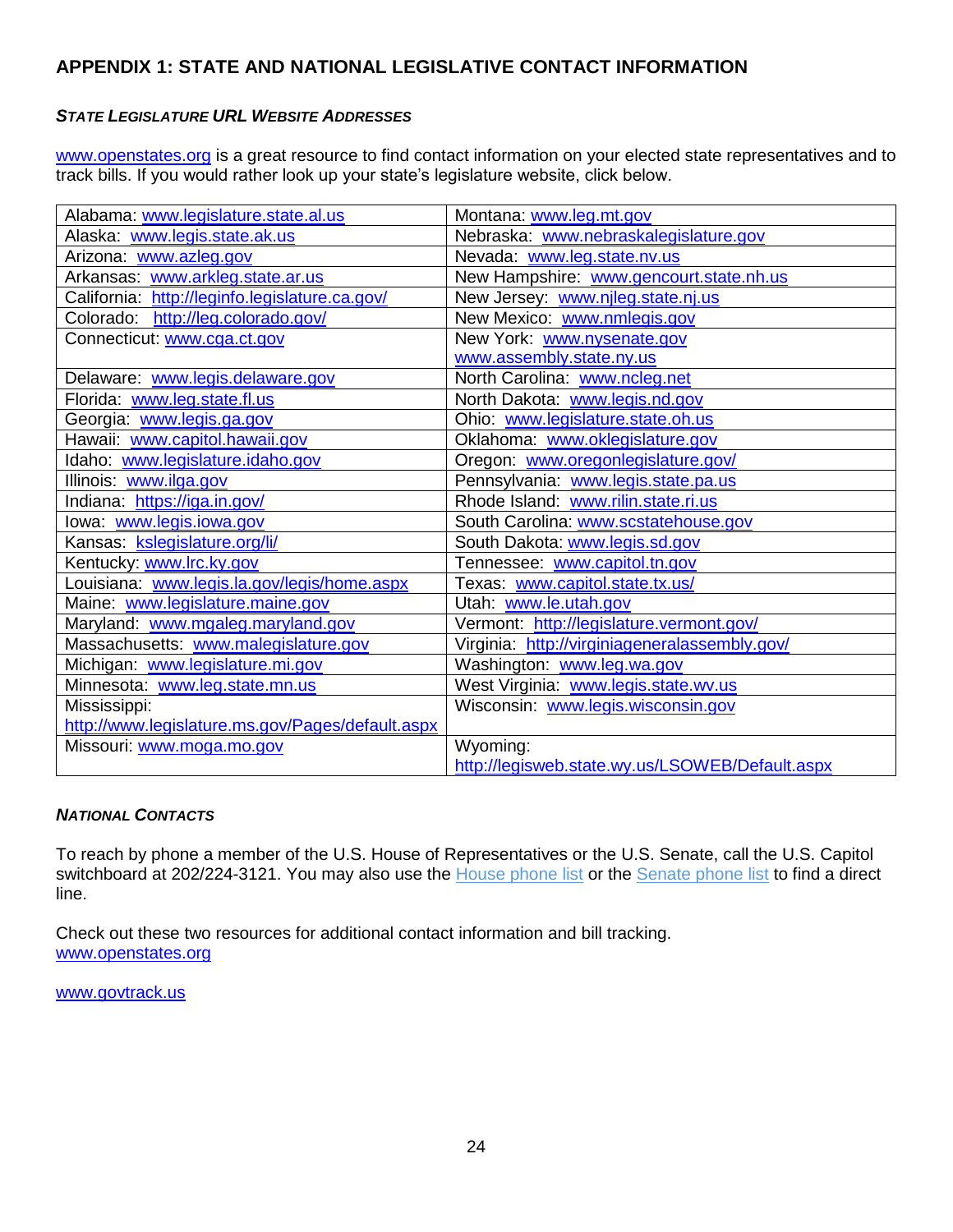## APPENDIX 1: STATE AND NATIONAL LEGISLATIVE CONTACT INFORMATION

### *STATE LEGISLATURE URL WEBSITE ADDRESSES*

www.openstates.org is a great resource to find contact information on your elected state representatives and to track bills. If you would rather look up your state's legislature website, click below.

| | |
|---|---|
| Alabama: www.legislature.state.al.us | Montana: www.leg.mt.gov |
| Alaska: www.legis.state.ak.us | Nebraska: www.nebraskalegislature.gov |
| Arizona: www.azleg.gov | Nevada: www.leg.state.nv.us |
| Arkansas: www.arkleg.state.ar.us | New Hampshire: www.gencourt.state.nh.us |
| California: http://leginfo.legislature.ca.gov/ | New Jersey: www.njleg.state.nj.us |
| Colorado: http://leg.colorado.gov/ | New Mexico: www.nmlegis.gov |
| Connecticut: www.cga.ct.gov | New York: www.nysenate.gov www.assembly.state.ny.us |
| Delaware: www.legis.delaware.gov | North Carolina: www.ncleg.net |
| Florida: www.leg.state.fl.us | North Dakota: www.legis.nd.gov |
| Georgia: www.legis.ga.gov | Ohio: www.legislature.state.oh.us |
| Hawaii: www.capitol.hawaii.gov | Oklahoma: www.oklegislature.gov |
| Idaho: www.legislature.idaho.gov | Oregon: www.oregonlegislature.gov/ |
| Illinois: www.ilga.gov | Pennsylvania: www.legis.state.pa.us |
| Indiana: https://iga.in.gov/ | Rhode Island: www.rilin.state.ri.us |
| Iowa: www.legis.iowa.gov | South Carolina: www.scstatehouse.gov |
| Kansas: kslegislature.org/li/ | South Dakota: www.legis.sd.gov |
| Kentucky: www.lrc.ky.gov | Tennessee: www.capitol.tn.gov |
| Louisiana: www.legis.la.gov/legis/home.aspx | Texas: www.capitol.state.tx.us/ |
| Maine: www.legislature.maine.gov | Utah: www.le.utah.gov |
| Maryland: www.mgaleg.maryland.gov | Vermont: http://legislature.vermont.gov/ |
| Massachusetts: www.malegislature.gov | Virginia: http://virginiageneralassembly.gov/ |
| Michigan: www.legislature.mi.gov | Washington: www.leg.wa.gov |
| Minnesota: www.leg.state.mn.us | West Virginia: www.legis.state.wv.us |
| Mississippi: http://www.legislature.ms.gov/Pages/default.aspx | Wisconsin: www.legis.wisconsin.gov |
| Missouri: www.moga.mo.gov | Wyoming: http://legisweb.state.wy.us/LSOWEB/Default.aspx |

### *NATIONAL CONTACTS*

To reach by phone a member of the U.S. House of Representatives or the U.S. Senate, call the U.S. Capitol switchboard at 202/224-3121. You may also use the House phone list or the Senate phone list to find a direct line.

Check out these two resources for additional contact information and bill tracking.
www.openstates.org

www.govtrack.us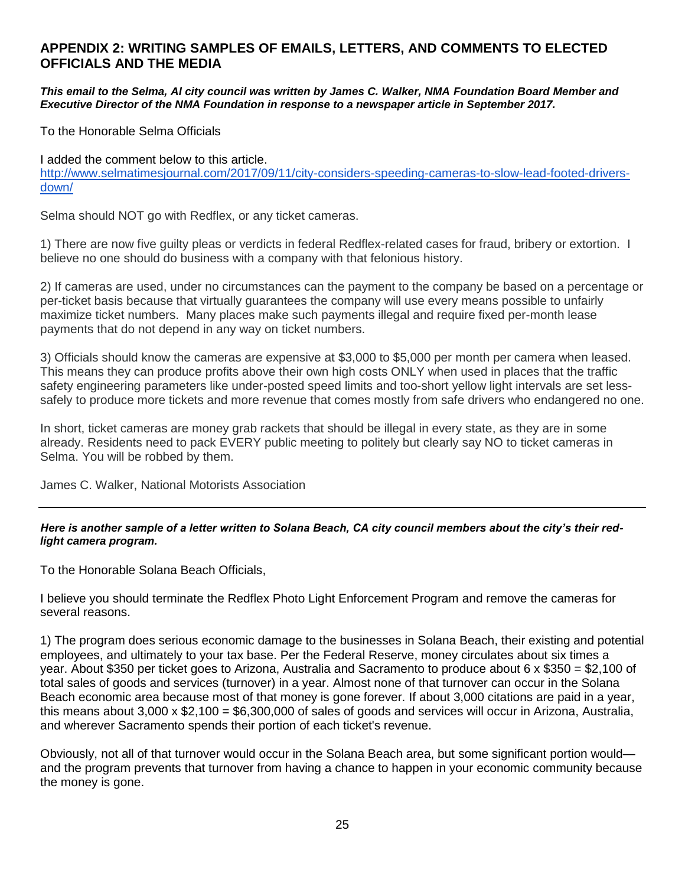## APPENDIX 2: WRITING SAMPLES OF EMAILS, LETTERS, AND COMMENTS TO ELECTED OFFICIALS AND THE MEDIA

***This email to the Selma, Al city council was written by James C. Walker, NMA Foundation Board Member and Executive Director of the NMA Foundation in response to a newspaper article in September 2017.***

To the Honorable Selma Officials

I added the comment below to this article.
[http://www.selmatimesjournal.com/2017/09/11/city-considers-speeding-cameras-to-slow-lead-footed-drivers-down/](http://www.selmatimesjournal.com/2017/09/11/city-considers-speeding-cameras-to-slow-lead-footed-drivers-down/)

Selma should NOT go with Redflex, or any ticket cameras.

1) There are now five guilty pleas or verdicts in federal Redflex-related cases for fraud, bribery or extortion. I believe no one should do business with a company with that felonious history.

2) If cameras are used, under no circumstances can the payment to the company be based on a percentage or per-ticket basis because that virtually guarantees the company will use every means possible to unfairly maximize ticket numbers. Many places make such payments illegal and require fixed per-month lease payments that do not depend in any way on ticket numbers.

3) Officials should know the cameras are expensive at $3,000 to $5,000 per month per camera when leased. This means they can produce profits above their own high costs ONLY when used in places that the traffic safety engineering parameters like under-posted speed limits and too-short yellow light intervals are set less-safely to produce more tickets and more revenue that comes mostly from safe drivers who endangered no one.

In short, ticket cameras are money grab rackets that should be illegal in every state, as they are in some already. Residents need to pack EVERY public meeting to politely but clearly say NO to ticket cameras in Selma. You will be robbed by them.

James C. Walker, National Motorists Association

---

***Here is another sample of a letter written to Solana Beach, CA city council members about the city's their red-light camera program.***

To the Honorable Solana Beach Officials,

I believe you should terminate the Redflex Photo Light Enforcement Program and remove the cameras for several reasons.

1) The program does serious economic damage to the businesses in Solana Beach, their existing and potential employees, and ultimately to your tax base. Per the Federal Reserve, money circulates about six times a year. About $350 per ticket goes to Arizona, Australia and Sacramento to produce about 6 x $350 = $2,100 of total sales of goods and services (turnover) in a year. Almost none of that turnover can occur in the Solana Beach economic area because most of that money is gone forever. If about 3,000 citations are paid in a year, this means about 3,000 x $2,100 = $6,300,000 of sales of goods and services will occur in Arizona, Australia, and wherever Sacramento spends their portion of each ticket's revenue.

Obviously, not all of that turnover would occur in the Solana Beach area, but some significant portion would—and the program prevents that turnover from having a chance to happen in your economic community because the money is gone.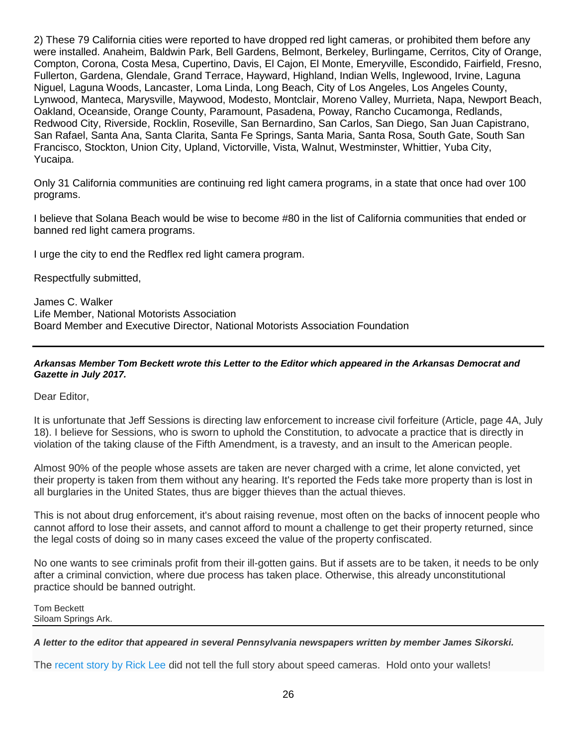2) These 79 California cities were reported to have dropped red light cameras, or prohibited them before any were installed. Anaheim, Baldwin Park, Bell Gardens, Belmont, Berkeley, Burlingame, Cerritos, City of Orange, Compton, Corona, Costa Mesa, Cupertino, Davis, El Cajon, El Monte, Emeryville, Escondido, Fairfield, Fresno, Fullerton, Gardena, Glendale, Grand Terrace, Hayward, Highland, Indian Wells, Inglewood, Irvine, Laguna Niguel, Laguna Woods, Lancaster, Loma Linda, Long Beach, City of Los Angeles, Los Angeles County, Lynwood, Manteca, Marysville, Maywood, Modesto, Montclair, Moreno Valley, Murrieta, Napa, Newport Beach, Oakland, Oceanside, Orange County, Paramount, Pasadena, Poway, Rancho Cucamonga, Redlands, Redwood City, Riverside, Rocklin, Roseville, San Bernardino, San Carlos, San Diego, San Juan Capistrano, San Rafael, Santa Ana, Santa Clarita, Santa Fe Springs, Santa Maria, Santa Rosa, South Gate, South San Francisco, Stockton, Union City, Upland, Victorville, Vista, Walnut, Westminster, Whittier, Yuba City, Yucaipa.

Only 31 California communities are continuing red light camera programs, in a state that once had over 100 programs.

I believe that Solana Beach would be wise to become #80 in the list of California communities that ended or banned red light camera programs.

I urge the city to end the Redflex red light camera program.

Respectfully submitted,

James C. Walker
Life Member, National Motorists Association
Board Member and Executive Director, National Motorists Association Foundation

---

***Arkansas Member Tom Beckett wrote this Letter to the Editor which appeared in the Arkansas Democrat and Gazette in July 2017.***

Dear Editor,

It is unfortunate that Jeff Sessions is directing law enforcement to increase civil forfeiture (Article, page 4A, July 18). I believe for Sessions, who is sworn to uphold the Constitution, to advocate a practice that is directly in violation of the taking clause of the Fifth Amendment, is a travesty, and an insult to the American people.

Almost 90% of the people whose assets are taken are never charged with a crime, let alone convicted, yet their property is taken from them without any hearing. It's reported the Feds take more property than is lost in all burglaries in the United States, thus are bigger thieves than the actual thieves.

This is not about drug enforcement, it's about raising revenue, most often on the backs of innocent people who cannot afford to lose their assets, and cannot afford to mount a challenge to get their property returned, since the legal costs of doing so in many cases exceed the value of the property confiscated.

No one wants to see criminals profit from their ill-gotten gains. But if assets are to be taken, it needs to be only after a criminal conviction, where due process has taken place. Otherwise, this already unconstitutional practice should be banned outright.

Tom Beckett
Siloam Springs Ark.

---

***A letter to the editor that appeared in several Pennsylvania newspapers written by member James Sikorski.***

The recent story by Rick Lee did not tell the full story about speed cameras. Hold onto your wallets!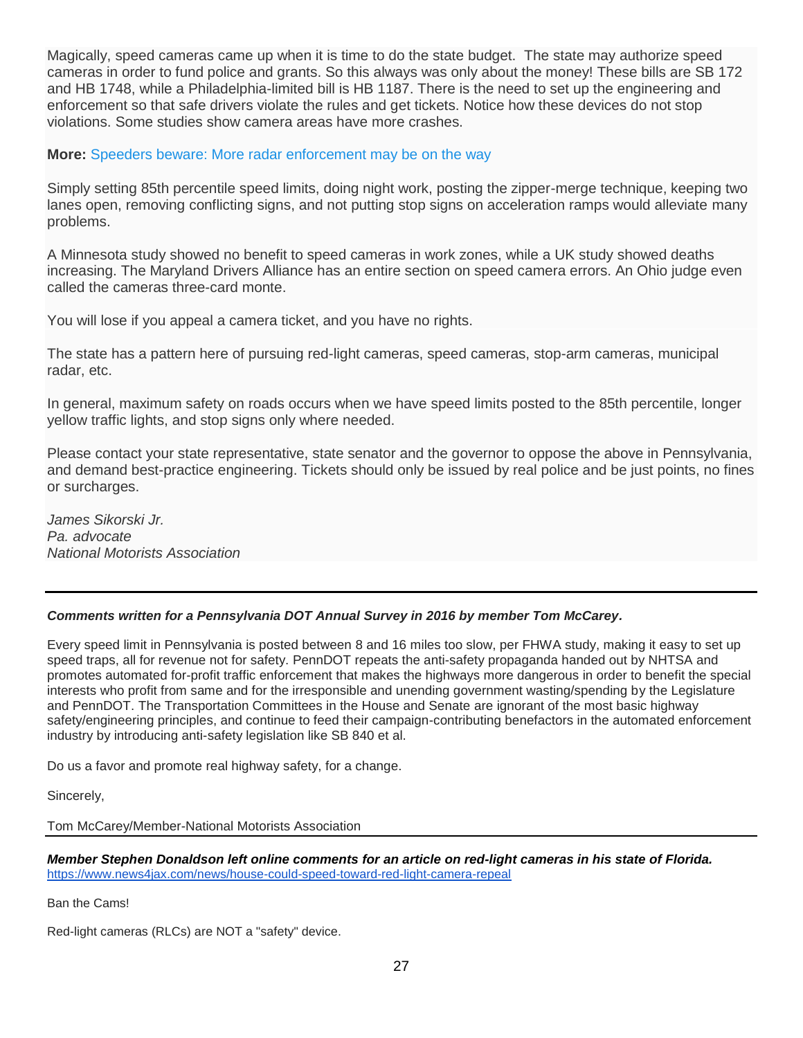Magically, speed cameras came up when it is time to do the state budget.  The state may authorize speed cameras in order to fund police and grants. So this always was only about the money! These bills are SB 172 and HB 1748, while a Philadelphia-limited bill is HB 1187. There is the need to set up the engineering and enforcement so that safe drivers violate the rules and get tickets. Notice how these devices do not stop violations. Some studies show camera areas have more crashes.

**More:** Speeders beware: More radar enforcement may be on the way

Simply setting 85th percentile speed limits, doing night work, posting the zipper-merge technique, keeping two lanes open, removing conflicting signs, and not putting stop signs on acceleration ramps would alleviate many problems.

A Minnesota study showed no benefit to speed cameras in work zones, while a UK study showed deaths increasing. The Maryland Drivers Alliance has an entire section on speed camera errors. An Ohio judge even called the cameras three-card monte.

You will lose if you appeal a camera ticket, and you have no rights.

The state has a pattern here of pursuing red-light cameras, speed cameras, stop-arm cameras, municipal radar, etc.

In general, maximum safety on roads occurs when we have speed limits posted to the 85th percentile, longer yellow traffic lights, and stop signs only where needed.

Please contact your state representative, state senator and the governor to oppose the above in Pennsylvania, and demand best-practice engineering. Tickets should only be issued by real police and be just points, no fines or surcharges.

*James Sikorski Jr.*
*Pa. advocate*
*National Motorists Association*

---

***Comments written for a Pennsylvania DOT Annual Survey in 2016 by member Tom McCarey.***

Every speed limit in Pennsylvania is posted between 8 and 16 miles too slow, per FHWA study, making it easy to set up speed traps, all for revenue not for safety. PennDOT repeats the anti-safety propaganda handed out by NHTSA and promotes automated for-profit traffic enforcement that makes the highways more dangerous in order to benefit the special interests who profit from same and for the irresponsible and unending government wasting/spending by the Legislature and PennDOT. The Transportation Committees in the House and Senate are ignorant of the most basic highway safety/engineering principles, and continue to feed their campaign-contributing benefactors in the automated enforcement industry by introducing anti-safety legislation like SB 840 et al.

Do us a favor and promote real highway safety, for a change.

Sincerely,

Tom McCarey/Member-National Motorists Association

---

***Member Stephen Donaldson left online comments for an article on red-light cameras in his state of Florida.***
https://www.news4jax.com/news/house-could-speed-toward-red-light-camera-repeal

Ban the Cams!

Red-light cameras (RLCs) are NOT a "safety" device.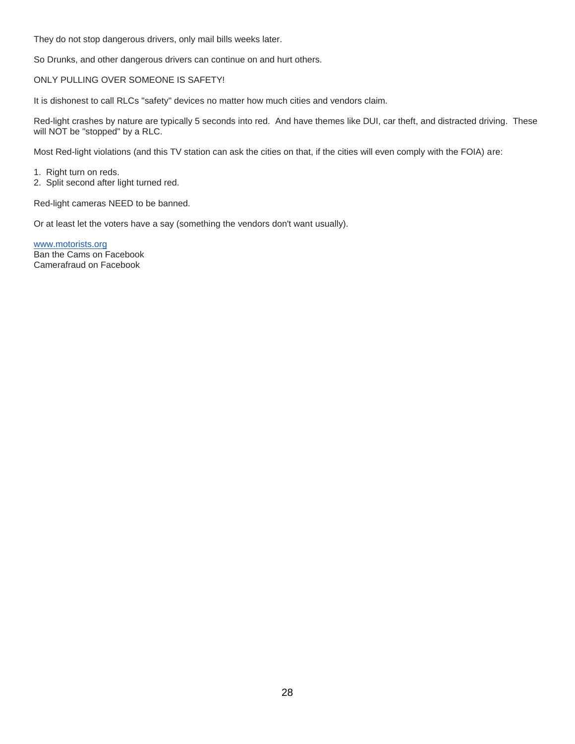They do not stop dangerous drivers, only mail bills weeks later.

So Drunks, and other dangerous drivers can continue on and hurt others.

ONLY PULLING OVER SOMEONE IS SAFETY!

It is dishonest to call RLCs "safety" devices no matter how much cities and vendors claim.

Red-light crashes by nature are typically 5 seconds into red. And have themes like DUI, car theft, and distracted driving. These will NOT be "stopped" by a RLC.

Most Red-light violations (and this TV station can ask the cities on that, if the cities will even comply with the FOIA) are:

1. Right turn on reds.
2. Split second after light turned red.

Red-light cameras NEED to be banned.

Or at least let the voters have a say (something the vendors don't want usually).

[www.motorists.org](http://www.motorists.org)
Ban the Cams on Facebook
Camerafraud on Facebook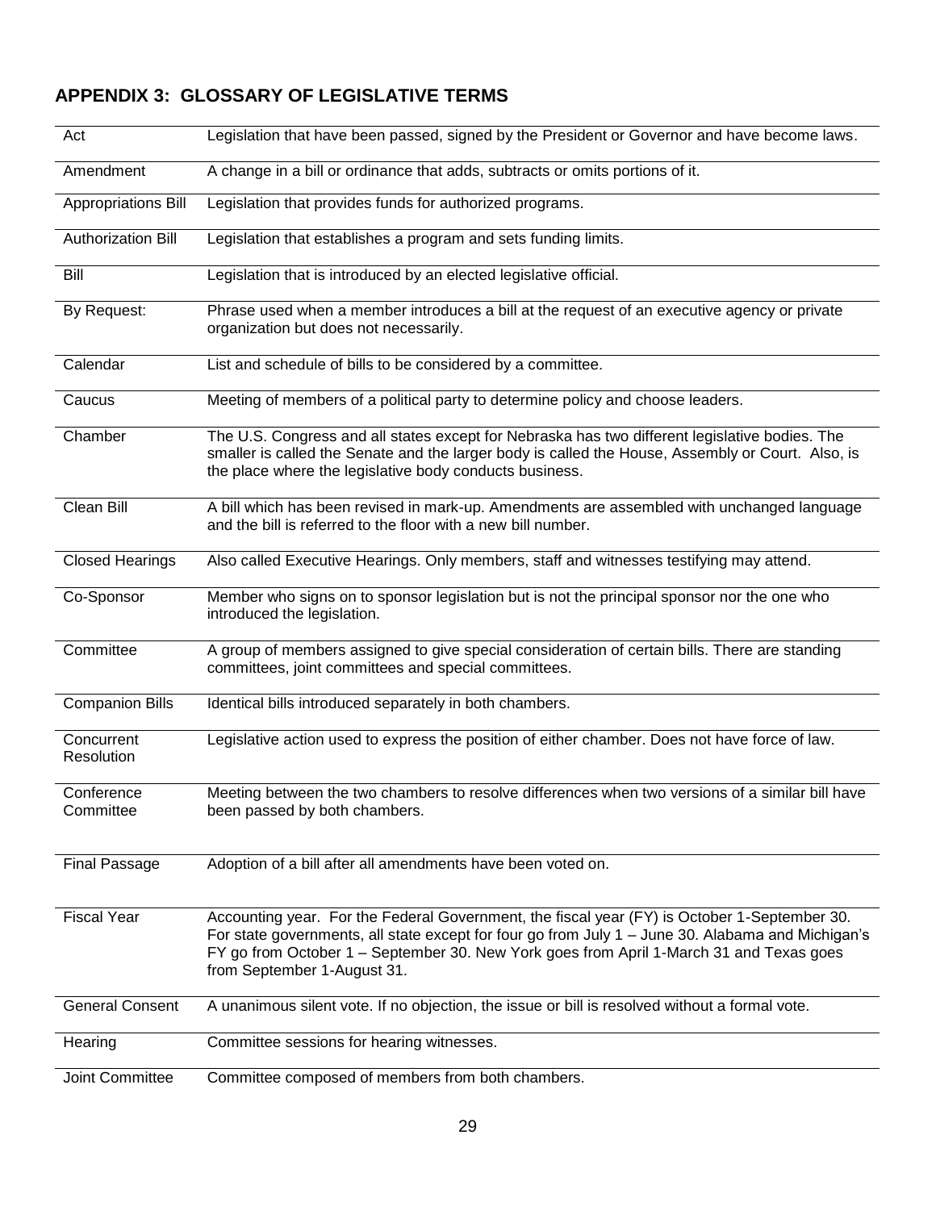## APPENDIX 3: GLOSSARY OF LEGISLATIVE TERMS

| | |
|---|---|
| Act | Legislation that have been passed, signed by the President or Governor and have become laws. |
| Amendment | A change in a bill or ordinance that adds, subtracts or omits portions of it. |
| Appropriations Bill | Legislation that provides funds for authorized programs. |
| Authorization Bill | Legislation that establishes a program and sets funding limits. |
| Bill | Legislation that is introduced by an elected legislative official. |
| By Request: | Phrase used when a member introduces a bill at the request of an executive agency or private organization but does not necessarily. |
| Calendar | List and schedule of bills to be considered by a committee. |
| Caucus | Meeting of members of a political party to determine policy and choose leaders. |
| Chamber | The U.S. Congress and all states except for Nebraska has two different legislative bodies. The smaller is called the Senate and the larger body is called the House, Assembly or Court. Also, is the place where the legislative body conducts business. |
| Clean Bill | A bill which has been revised in mark-up. Amendments are assembled with unchanged language and the bill is referred to the floor with a new bill number. |
| Closed Hearings | Also called Executive Hearings. Only members, staff and witnesses testifying may attend. |
| Co-Sponsor | Member who signs on to sponsor legislation but is not the principal sponsor nor the one who introduced the legislation. |
| Committee | A group of members assigned to give special consideration of certain bills. There are standing committees, joint committees and special committees. |
| Companion Bills | Identical bills introduced separately in both chambers. |
| Concurrent Resolution | Legislative action used to express the position of either chamber. Does not have force of law. |
| Conference Committee | Meeting between the two chambers to resolve differences when two versions of a similar bill have been passed by both chambers. |
| Final Passage | Adoption of a bill after all amendments have been voted on. |
| Fiscal Year | Accounting year. For the Federal Government, the fiscal year (FY) is October 1-September 30. For state governments, all state except for four go from July 1 – June 30. Alabama and Michigan's FY go from October 1 – September 30. New York goes from April 1-March 31 and Texas goes from September 1-August 31. |
| General Consent | A unanimous silent vote. If no objection, the issue or bill is resolved without a formal vote. |
| Hearing | Committee sessions for hearing witnesses. |
| Joint Committee | Committee composed of members from both chambers. |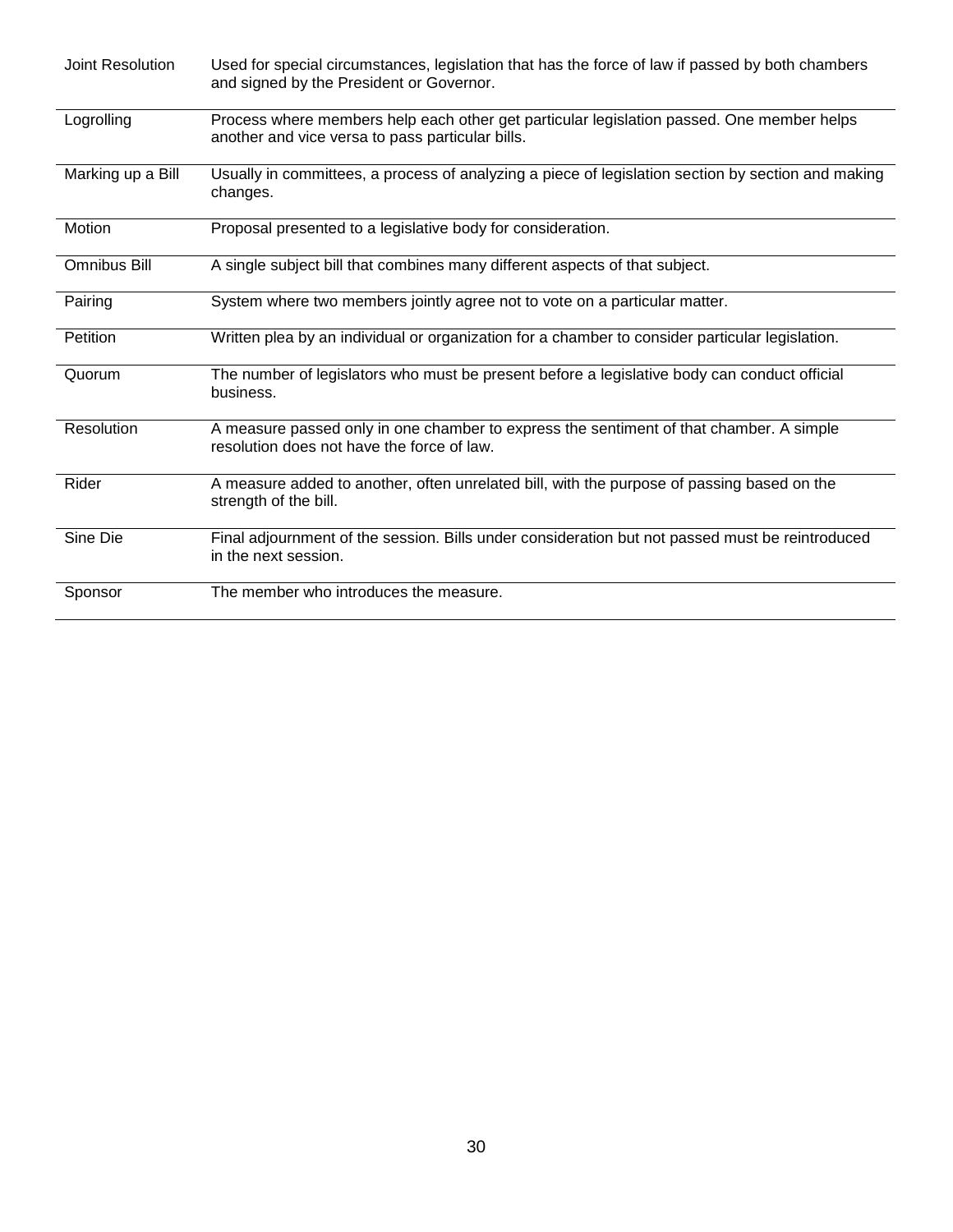| | |
|---|---|
| Joint Resolution | Used for special circumstances, legislation that has the force of law if passed by both chambers and signed by the President or Governor. |
| Logrolling | Process where members help each other get particular legislation passed. One member helps another and vice versa to pass particular bills. |
| Marking up a Bill | Usually in committees, a process of analyzing a piece of legislation section by section and making changes. |
| Motion | Proposal presented to a legislative body for consideration. |
| Omnibus Bill | A single subject bill that combines many different aspects of that subject. |
| Pairing | System where two members jointly agree not to vote on a particular matter. |
| Petition | Written plea by an individual or organization for a chamber to consider particular legislation. |
| Quorum | The number of legislators who must be present before a legislative body can conduct official business. |
| Resolution | A measure passed only in one chamber to express the sentiment of that chamber. A simple resolution does not have the force of law. |
| Rider | A measure added to another, often unrelated bill, with the purpose of passing based on the strength of the bill. |
| Sine Die | Final adjournment of the session. Bills under consideration but not passed must be reintroduced in the next session. |
| Sponsor | The member who introduces the measure. |